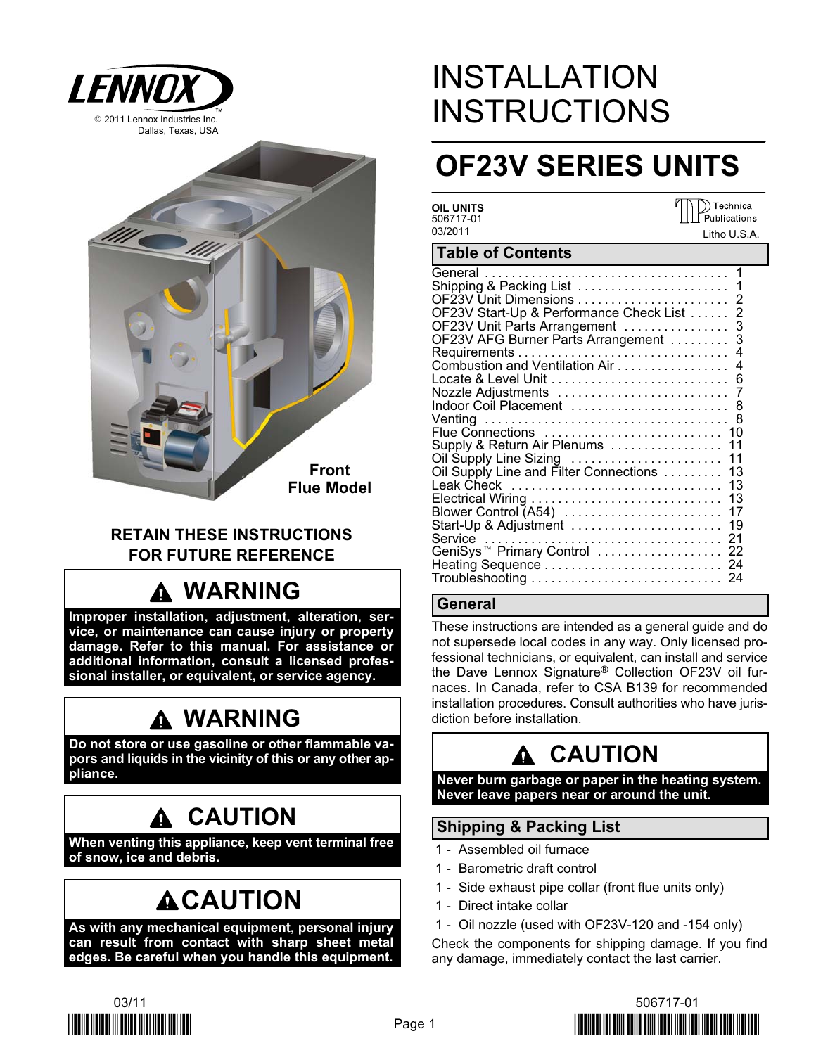LENNOX

© 2011 Lennox Industries Inc.
Dallas, Texas, USA

Front Flue Model

**RETAIN THESE INSTRUCTIONS FOR FUTURE REFERENCE**

## ⚠ WARNING

**Improper installation, adjustment, alteration, service, or maintenance can cause injury or property damage. Refer to this manual. For assistance or additional information, consult a licensed professional installer, or equivalent, or service agency.**

## ⚠ WARNING

**Do not store or use gasoline or other flammable vapors and liquids in the vicinity of this or any other appliance.**

## ⚠ CAUTION

**When venting this appliance, keep vent terminal free of snow, ice and debris.**

## ⚠ CAUTION

**As with any mechanical equipment, personal injury can result from contact with sharp sheet metal edges. Be careful when you handle this equipment.**

# INSTALLATION INSTRUCTIONS

# OF23V SERIES UNITS

**OIL UNITS**
506717-01
03/2011

Technical Publications
Litho U.S.A.

## Table of Contents

| Section | Page |
|---|---|
| General | 1 |
| Shipping & Packing List | 1 |
| OF23V Unit Dimensions | 2 |
| OF23V Start-Up & Performance Check List | 2 |
| OF23V Unit Parts Arrangement | 3 |
| OF23V AFG Burner Parts Arrangement | 3 |
| Requirements | 4 |
| Combustion and Ventilation Air | 4 |
| Locate & Level Unit | 6 |
| Nozzle Adjustments | 7 |
| Indoor Coil Placement | 8 |
| Venting | 8 |
| Flue Connections | 10 |
| Supply & Return Air Plenums | 11 |
| Oil Supply Line Sizing | 11 |
| Oil Supply Line and Filter Connections | 13 |
| Leak Check | 13 |
| Electrical Wiring | 13 |
| Blower Control (A54) | 17 |
| Start-Up & Adjustment | 19 |
| Service | 21 |
| GeniSys™ Primary Control | 22 |
| Heating Sequence | 24 |
| Troubleshooting | 24 |

## General

These instructions are intended as a general guide and do not supersede local codes in any way. Only licensed professional technicians, or equivalent, can install and service the Dave Lennox Signature® Collection OF23V oil furnaces. In Canada, refer to CSA B139 for recommended installation procedures. Consult authorities who have jurisdiction before installation.

## ⚠ CAUTION

**Never burn garbage or paper in the heating system. Never leave papers near or around the unit.**

## Shipping & Packing List

1 - Assembled oil furnace
1 - Barometric draft control
1 - Side exhaust pipe collar (front flue units only)
1 - Direct intake collar
1 - Oil nozzle (used with OF23V-120 and -154 only)

Check the components for shipping damage. If you find any damage, immediately contact the last carrier.

03/11

506717-01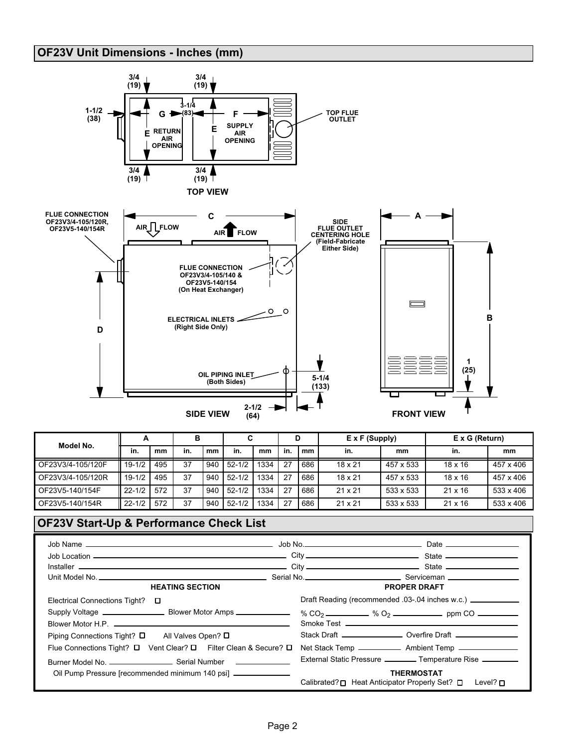## OF23V Unit Dimensions - Inches (mm)

TOP VIEW

3/4 (19) 3/4 (19) 1-1/2 (38) G 3-1/4 (83) F E RETURN AIR OPENING E SUPPLY AIR OPENING TOP FLUE OUTLET 3/4 (19) 3/4 (19)

SIDE VIEW

FLUE CONNECTION OF23V3/4-105/120R, OF23V5-140/154R

C

AIR FLOW AIR FLOW

SIDE FLUE OUTLET CENTERING HOLE (Field-Fabricate Either Side)

FLUE CONNECTION OF23V3/4-105/140 & OF23V5-140/154 (On Heat Exchanger)

ELECTRICAL INLETS (Right Side Only)

D

OIL PIPING INLET (Both Sides)

5-1/4 (133)

2-1/2 (64)

FRONT VIEW

A

B

1 (25)

| Model No. | A | | B | | C | | D | | E x F (Supply) | | E x G (Return) | |
|---|---|---|---|---|---|---|---|---|---|---|---|---|
| | in. | mm | in. | mm | in. | mm | in. | mm | in. | mm | in. | mm |
| OF23V3/4-105/120F | 19-1/2 | 495 | 37 | 940 | 52-1/2 | 1334 | 27 | 686 | 18 x 21 | 457 x 533 | 18 x 16 | 457 x 406 |
| OF23V3/4-105/120R | 19-1/2 | 495 | 37 | 940 | 52-1/2 | 1334 | 27 | 686 | 18 x 21 | 457 x 533 | 18 x 16 | 457 x 406 |
| OF23V5-140/154F | 22-1/2 | 572 | 37 | 940 | 52-1/2 | 1334 | 27 | 686 | 21 x 21 | 533 x 533 | 21 x 16 | 533 x 406 |
| OF23V5-140/154R | 22-1/2 | 572 | 37 | 940 | 52-1/2 | 1334 | 27 | 686 | 21 x 21 | 533 x 533 | 21 x 16 | 533 x 406 |

## OF23V Start-Up & Performance Check List

Job Name ____________________ Job No. ____________________ Date ____________

Job Location ____________________ City ____________________ State ____________

Installer ____________________ City ____________________ State ____________

Unit Model No. ____________________ Serial No. ____________________ Serviceman ____________

**HEATING SECTION**

Electrical Connections Tight? ☐

Supply Voltage ____________ Blower Motor Amps ____________

Blower Motor H.P. ____________

Piping Connections Tight? ☐ All Valves Open? ☐

Flue Connections Tight? ☐ Vent Clear? ☐ Filter Clean & Secure? ☐

Burner Model No. ____________ Serial Number ____________

Oil Pump Pressure [recommended minimum 140 psi] ____________

**PROPER DRAFT**

Draft Reading (recommended .03-.04 inches w.c.) ____________

% $CO_2$ ____________ % $O_2$ ____________ ppm CO ____________

Smoke Test ____________

Stack Draft ____________ Overfire Draft ____________

Net Stack Temp ____________ Ambient Temp ____________

External Static Pressure ____________ Temperature Rise ____________

**THERMOSTAT**

Calibrated? ☐ Heat Anticipator Properly Set? ☐ Level? ☐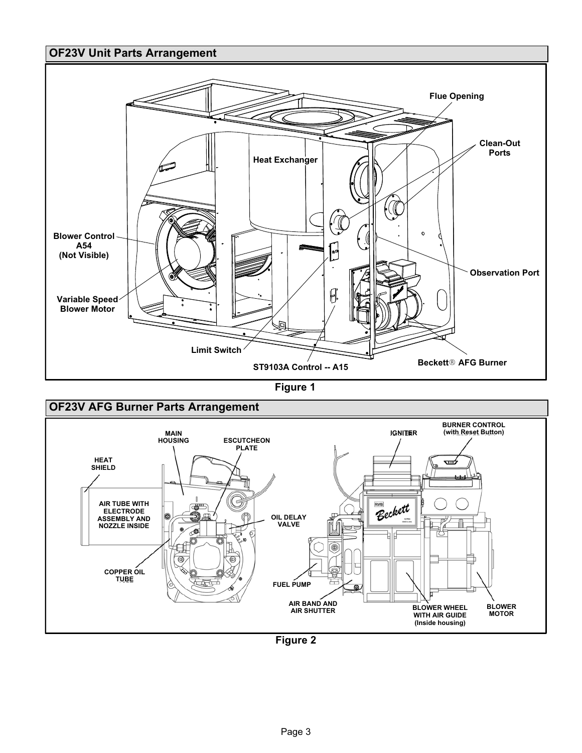## OF23V Unit Parts Arrangement

Flue Opening

Clean-Out Ports

Heat Exchanger

Blower Control A54 (Not Visible)

Observation Port

Variable Speed Blower Motor

Limit Switch

ST9103A Control -- A15

Beckett® AFG Burner

Figure 1

## OF23V AFG Burner Parts Arrangement

MAIN HOUSING

ESCUTCHEON PLATE

HEAT SHIELD

AIR TUBE WITH ELECTRODE ASSEMBLY AND NOZZLE INSIDE

OIL DELAY VALVE

COPPER OIL TUBE

IGNITER

BURNER CONTROL (with Reset Button)

FUEL PUMP

AIR BAND AND AIR SHUTTER

BLOWER WHEEL WITH AIR GUIDE (Inside housing)

BLOWER MOTOR

Figure 2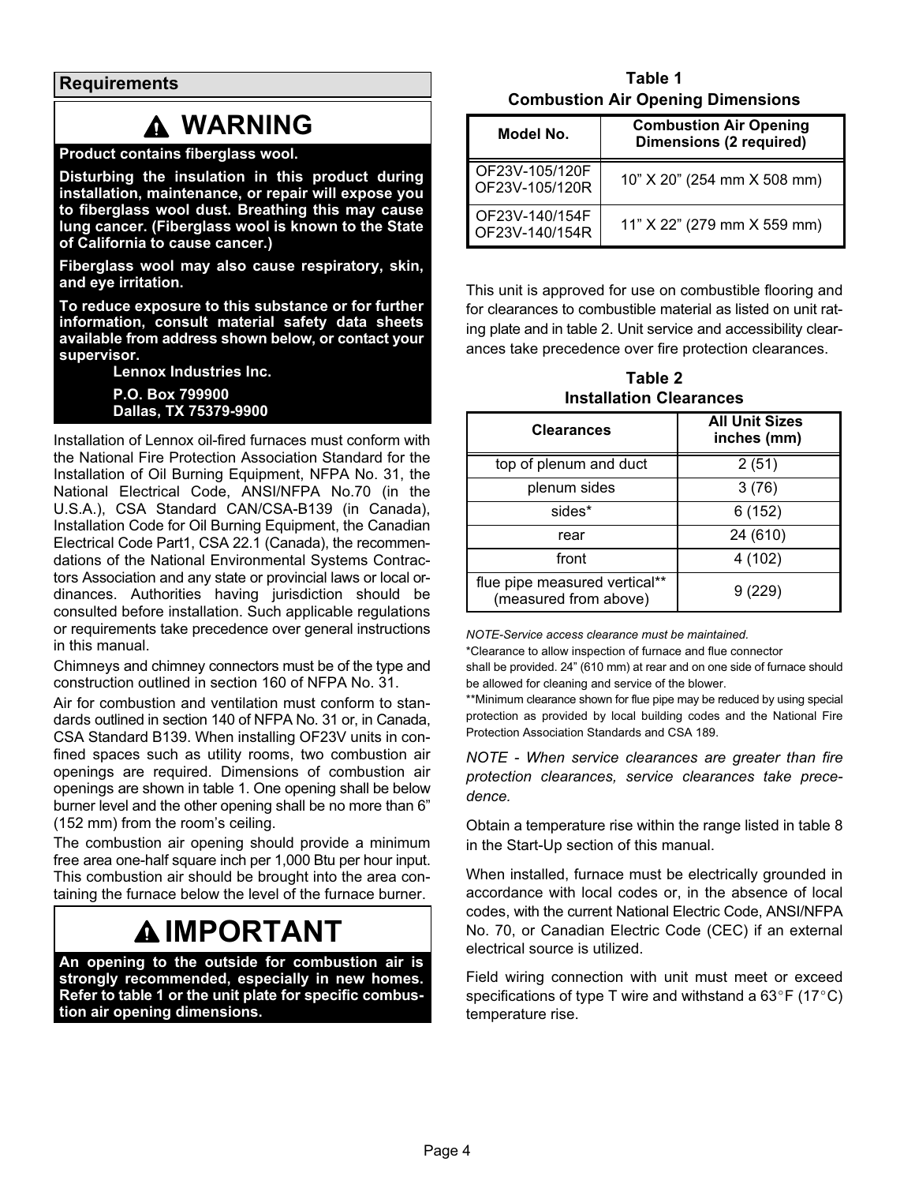## Requirements

> **⚠ WARNING**
>
> **Product contains fiberglass wool.**
>
> **Disturbing the insulation in this product during installation, maintenance, or repair will expose you to fiberglass wool dust. Breathing this may cause lung cancer. (Fiberglass wool is known to the State of California to cause cancer.)**
>
> **Fiberglass wool may also cause respiratory, skin, and eye irritation.**
>
> **To reduce exposure to this substance or for further information, consult material safety data sheets available from address shown below, or contact your supervisor.**
>
> **Lennox Industries Inc.**
>
> **P.O. Box 799900**
> **Dallas, TX 75379-9900**

Installation of Lennox oil-fired furnaces must conform with the National Fire Protection Association Standard for the Installation of Oil Burning Equipment, NFPA No. 31, the National Electrical Code, ANSI/NFPA No.70 (in the U.S.A.), CSA Standard CAN/CSA-B139 (in Canada), Installation Code for Oil Burning Equipment, the Canadian Electrical Code Part1, CSA 22.1 (Canada), the recommendations of the National Environmental Systems Contractors Association and any state or provincial laws or local ordinances. Authorities having jurisdiction should be consulted before installation. Such applicable regulations or requirements take precedence over general instructions in this manual.

Chimneys and chimney connectors must be of the type and construction outlined in section 160 of NFPA No. 31.

Air for combustion and ventilation must conform to standards outlined in section 140 of NFPA No. 31 or, in Canada, CSA Standard B139. When installing OF23V units in confined spaces such as utility rooms, two combustion air openings are required. Dimensions of combustion air openings are shown in table 1. One opening shall be below burner level and the other opening shall be no more than 6" (152 mm) from the room's ceiling.

The combustion air opening should provide a minimum free area one-half square inch per 1,000 Btu per hour input. This combustion air should be brought into the area containing the furnace below the level of the furnace burner.

> **⚠ IMPORTANT**
>
> **An opening to the outside for combustion air is strongly recommended, especially in new homes. Refer to table 1 or the unit plate for specific combustion air opening dimensions.**

**Table 1**
**Combustion Air Opening Dimensions**

| Model No. | Combustion Air Opening Dimensions (2 required) |
|---|---|
| OF23V-105/120F<br>OF23V-105/120R | 10" X 20" (254 mm X 508 mm) |
| OF23V-140/154F<br>OF23V-140/154R | 11" X 22" (279 mm X 559 mm) |

This unit is approved for use on combustible flooring and for clearances to combustible material as listed on unit rating plate and in table 2. Unit service and accessibility clearances take precedence over fire protection clearances.

**Table 2**
**Installation Clearances**

| Clearances | All Unit Sizes inches (mm) |
|---|---|
| top of plenum and duct | 2 (51) |
| plenum sides | 3 (76) |
| sides* | 6 (152) |
| rear | 24 (610) |
| front | 4 (102) |
| flue pipe measured vertical** (measured from above) | 9 (229) |

*NOTE-Service access clearance must be maintained.*

*Clearance to allow inspection of furnace and flue connector shall be provided. 24" (610 mm) at rear and on one side of furnace should be allowed for cleaning and service of the blower.

**Minimum clearance shown for flue pipe may be reduced by using special protection as provided by local building codes and the National Fire Protection Association Standards and CSA 189.

*NOTE - When service clearances are greater than fire protection clearances, service clearances take precedence.*

Obtain a temperature rise within the range listed in table 8 in the Start-Up section of this manual.

When installed, furnace must be electrically grounded in accordance with local codes or, in the absence of local codes, with the current National Electric Code, ANSI/NFPA No. 70, or Canadian Electric Code (CEC) if an external electrical source is utilized.

Field wiring connection with unit must meet or exceed specifications of type T wire and withstand a 63°F (17°C) temperature rise.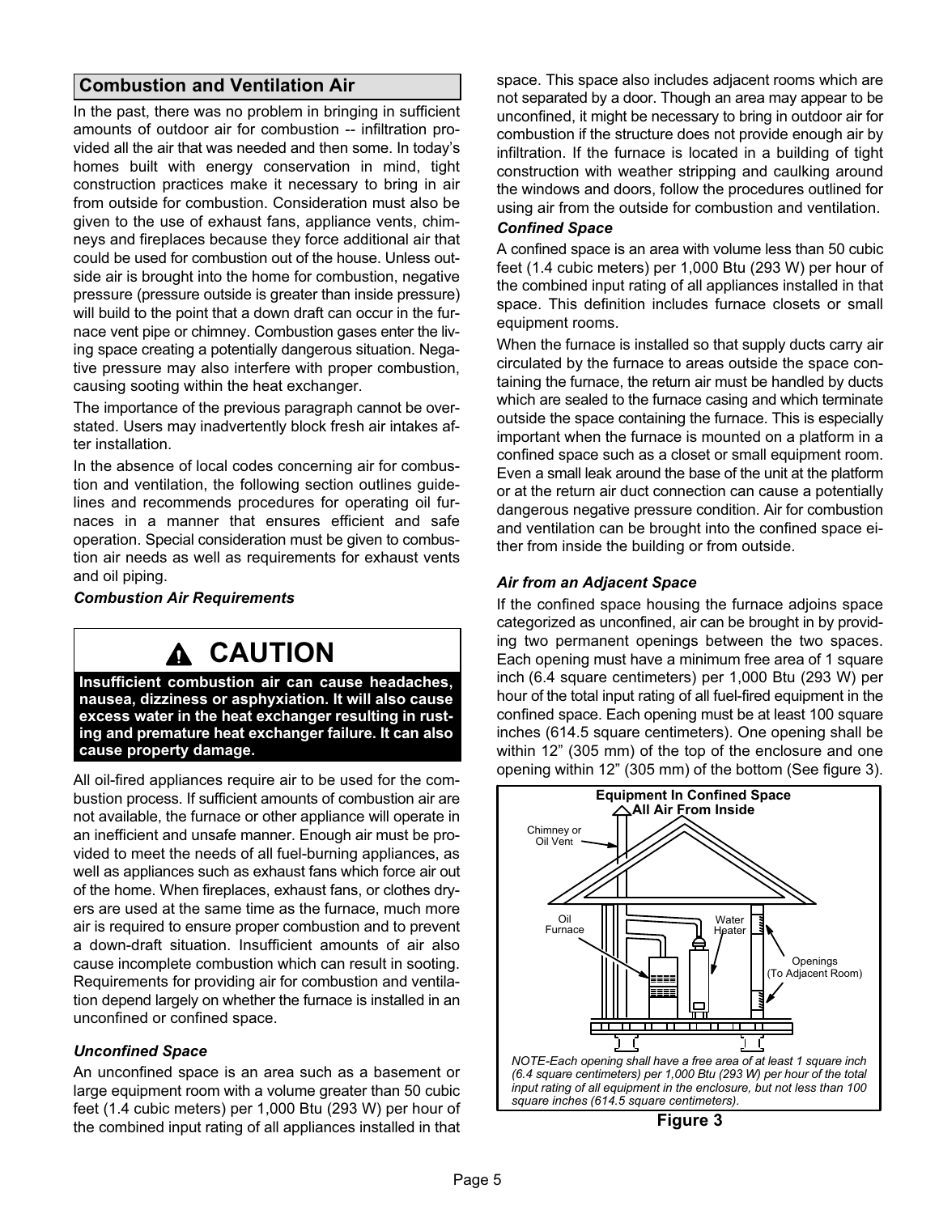## Combustion and Ventilation Air

In the past, there was no problem in bringing in sufficient amounts of outdoor air for combustion -- infiltration provided all the air that was needed and then some. In today's homes built with energy conservation in mind, tight construction practices make it necessary to bring in air from outside for combustion. Consideration must also be given to the use of exhaust fans, appliance vents, chimneys and fireplaces because they force additional air that could be used for combustion out of the house. Unless outside air is brought into the home for combustion, negative pressure (pressure outside is greater than inside pressure) will build to the point that a down draft can occur in the furnace vent pipe or chimney. Combustion gases enter the living space creating a potentially dangerous situation. Negative pressure may also interfere with proper combustion, causing sooting within the heat exchanger.

The importance of the previous paragraph cannot be overstated. Users may inadvertently block fresh air intakes after installation.

In the absence of local codes concerning air for combustion and ventilation, the following section outlines guidelines and recommends procedures for operating oil furnaces in a manner that ensures efficient and safe operation. Special consideration must be given to combustion air needs as well as requirements for exhaust vents and oil piping.

***Combustion Air Requirements***

> **CAUTION**
>
> **Insufficient combustion air can cause headaches, nausea, dizziness or asphyxiation. It will also cause excess water in the heat exchanger resulting in rusting and premature heat exchanger failure. It can also cause property damage.**

All oil-fired appliances require air to be used for the combustion process. If sufficient amounts of combustion air are not available, the furnace or other appliance will operate in an inefficient and unsafe manner. Enough air must be provided to meet the needs of all fuel-burning appliances, as well as appliances such as exhaust fans which force air out of the home. When fireplaces, exhaust fans, or clothes dryers are used at the same time as the furnace, much more air is required to ensure proper combustion and to prevent a down-draft situation. Insufficient amounts of air also cause incomplete combustion which can result in sooting. Requirements for providing air for combustion and ventilation depend largely on whether the furnace is installed in an unconfined or confined space.

***Unconfined Space***

An unconfined space is an area such as a basement or large equipment room with a volume greater than 50 cubic feet (1.4 cubic meters) per 1,000 Btu (293 W) per hour of the combined input rating of all appliances installed in that space. This space also includes adjacent rooms which are not separated by a door. Though an area may appear to be unconfined, it might be necessary to bring in outdoor air for combustion if the structure does not provide enough air by infiltration. If the furnace is located in a building of tight construction with weather stripping and caulking around the windows and doors, follow the procedures outlined for using air from the outside for combustion and ventilation.

***Confined Space***

A confined space is an area with volume less than 50 cubic feet (1.4 cubic meters) per 1,000 Btu (293 W) per hour of the combined input rating of all appliances installed in that space. This definition includes furnace closets or small equipment rooms.

When the furnace is installed so that supply ducts carry air circulated by the furnace to areas outside the space containing the furnace, the return air must be handled by ducts which are sealed to the furnace casing and which terminate outside the space containing the furnace. This is especially important when the furnace is mounted on a platform in a confined space such as a closet or small equipment room. Even a small leak around the base of the unit at the platform or at the return air duct connection can cause a potentially dangerous negative pressure condition. Air for combustion and ventilation can be brought into the confined space either from inside the building or from outside.

***Air from an Adjacent Space***

If the confined space housing the furnace adjoins space categorized as unconfined, air can be brought in by providing two permanent openings between the two spaces. Each opening must have a minimum free area of 1 square inch (6.4 square centimeters) per 1,000 Btu (293 W) per hour of the total input rating of all fuel-fired equipment in the confined space. Each opening must be at least 100 square inches (614.5 square centimeters). One opening shall be within 12" (305 mm) of the top of the enclosure and one opening within 12" (305 mm) of the bottom (See figure 3).

**Equipment In Confined Space All Air From Inside**

Chimney or Oil Vent

Oil Furnace

Water Heater

Openings (To Adjacent Room)

*NOTE-Each opening shall have a free area of at least 1 square inch (6.4 square centimeters) per 1,000 Btu (293 W) per hour of the total input rating of all equipment in the enclosure, but not less than 100 square inches (614.5 square centimeters).*

**Figure 3**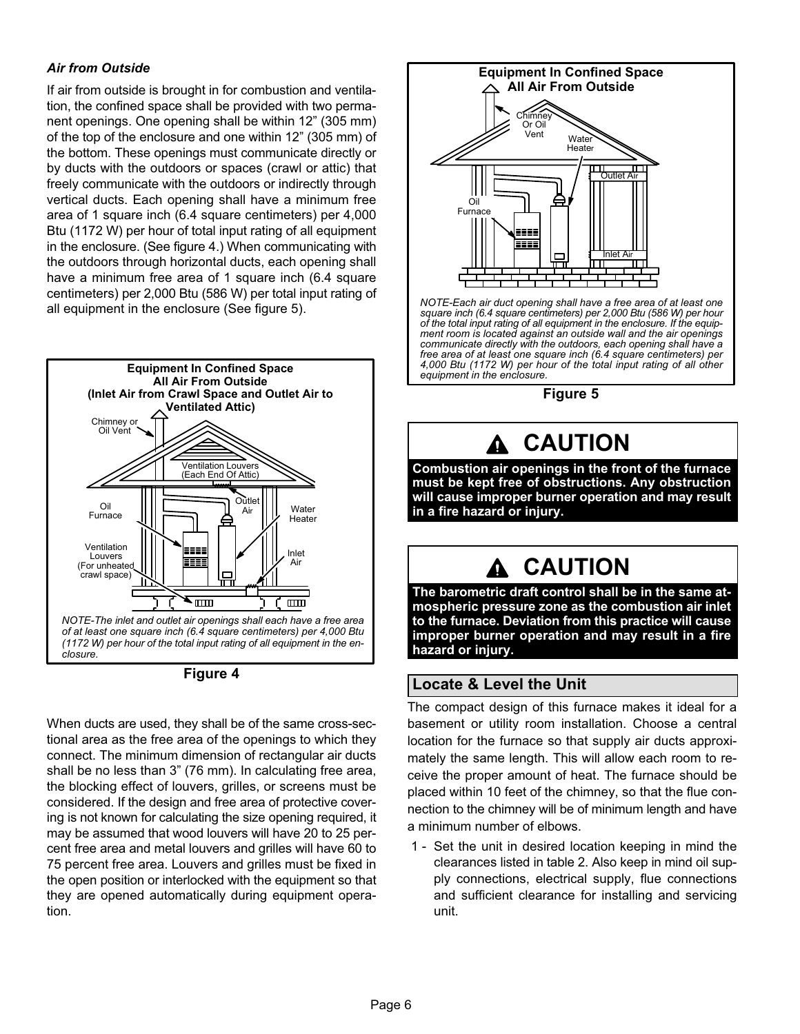### *Air from Outside*

If air from outside is brought in for combustion and ventilation, the confined space shall be provided with two permanent openings. One opening shall be within 12" (305 mm) of the top of the enclosure and one within 12" (305 mm) of the bottom. These openings must communicate directly or by ducts with the outdoors or spaces (crawl or attic) that freely communicate with the outdoors or indirectly through vertical ducts. Each opening shall have a minimum free area of 1 square inch (6.4 square centimeters) per 4,000 Btu (1172 W) per hour of total input rating of all equipment in the enclosure. (See figure 4.) When communicating with the outdoors through horizontal ducts, each opening shall have a minimum free area of 1 square inch (6.4 square centimeters) per 2,000 Btu (586 W) per total input rating of all equipment in the enclosure (See figure 5).

**Equipment In Confined Space All Air From Outside (Inlet Air from Crawl Space and Outlet Air to Ventilated Attic)**

Chimney or Oil Vent; Ventilation Louvers (Each End Of Attic); Oil Furnace; Outlet Air; Water Heater; Ventilation Louvers (For unheated crawl space); Inlet Air

*NOTE-The inlet and outlet air openings shall each have a free area of at least one square inch (6.4 square centimeters) per 4,000 Btu (1172 W) per hour of the total input rating of all equipment in the enclosure.*

**Figure 4**

When ducts are used, they shall be of the same cross-sectional area as the free area of the openings to which they connect. The minimum dimension of rectangular air ducts shall be no less than 3" (76 mm). In calculating free area, the blocking effect of louvers, grilles, or screens must be considered. If the design and free area of protective covering is not known for calculating the size opening required, it may be assumed that wood louvers will have 20 to 25 percent free area and metal louvers and grilles will have 60 to 75 percent free area. Louvers and grilles must be fixed in the open position or interlocked with the equipment so that they are opened automatically during equipment operation.

**Equipment In Confined Space All Air From Outside**

Chimney Or Oil Vent; Water Heater; Outlet Air; Oil Furnace; Inlet Air

*NOTE-Each air duct opening shall have a free area of at least one square inch (6.4 square centimeters) per 2,000 Btu (586 W) per hour of the total input rating of all equipment in the enclosure. If the equipment room is located against an outside wall and the air openings communicate directly with the outdoors, each opening shall have a free area of at least one square inch (6.4 square centimeters) per 4,000 Btu (1172 W) per hour of the total input rating of all other equipment in the enclosure.*

**Figure 5**

## ⚠ CAUTION

**Combustion air openings in the front of the furnace must be kept free of obstructions. Any obstruction will cause improper burner operation and may result in a fire hazard or injury.**

## ⚠ CAUTION

**The barometric draft control shall be in the same atmospheric pressure zone as the combustion air inlet to the furnace. Deviation from this practice will cause improper burner operation and may result in a fire hazard or injury.**

## Locate & Level the Unit

The compact design of this furnace makes it ideal for a basement or utility room installation. Choose a central location for the furnace so that supply air ducts approximately the same length. This will allow each room to receive the proper amount of heat. The furnace should be placed within 10 feet of the chimney, so that the flue connection to the chimney will be of minimum length and have a minimum number of elbows.

1 - Set the unit in desired location keeping in mind the clearances listed in table 2. Also keep in mind oil supply connections, electrical supply, flue connections and sufficient clearance for installing and servicing unit.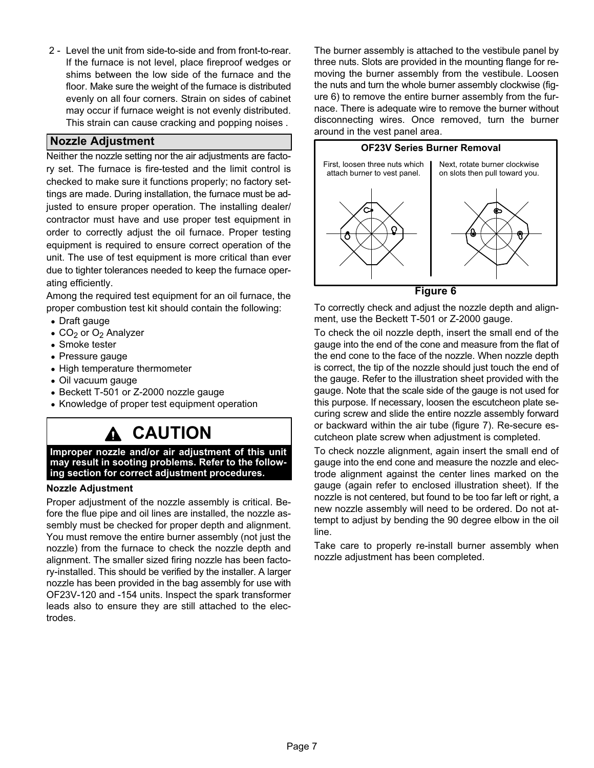2 - Level the unit from side-to-side and from front-to-rear. If the furnace is not level, place fireproof wedges or shims between the low side of the furnace and the floor. Make sure the weight of the furnace is distributed evenly on all four corners. Strain on sides of cabinet may occur if furnace weight is not evenly distributed. This strain can cause cracking and popping noises .

## Nozzle Adjustment

Neither the nozzle setting nor the air adjustments are factory set. The furnace is fire-tested and the limit control is checked to make sure it functions properly; no factory settings are made. During installation, the furnace must be adjusted to ensure proper operation. The installing dealer/contractor must have and use proper test equipment in order to correctly adjust the oil furnace. Proper testing equipment is required to ensure correct operation of the unit. The use of test equipment is more critical than ever due to tighter tolerances needed to keep the furnace operating efficiently.

Among the required test equipment for an oil furnace, the proper combustion test kit should contain the following:

- Draft gauge
- $CO_2$ or $O_2$ Analyzer
- Smoke tester
- Pressure gauge
- High temperature thermometer
- Oil vacuum gauge
- Beckett T-501 or Z-2000 nozzle gauge
- Knowledge of proper test equipment operation

### CAUTION

**Improper nozzle and/or air adjustment of this unit may result in sooting problems. Refer to the following section for correct adjustment procedures.**

**Nozzle Adjustment**

Proper adjustment of the nozzle assembly is critical. Before the flue pipe and oil lines are installed, the nozzle assembly must be checked for proper depth and alignment. You must remove the entire burner assembly (not just the nozzle) from the furnace to check the nozzle depth and alignment. The smaller sized firing nozzle has been factory-installed. This should be verified by the installer. A larger nozzle has been provided in the bag assembly for use with OF23V-120 and -154 units. Inspect the spark transformer leads also to ensure they are still attached to the electrodes.

The burner assembly is attached to the vestibule panel by three nuts. Slots are provided in the mounting flange for removing the burner assembly from the vestibule. Loosen the nuts and turn the whole burner assembly clockwise (figure 6) to remove the entire burner assembly from the furnace. There is adequate wire to remove the burner without disconnecting wires. Once removed, turn the burner around in the vest panel area.

**OF23V Series Burner Removal**

First, loosen three nuts which attach burner to vest panel.

Next, rotate burner clockwise on slots then pull toward you.

**Figure 6**

To correctly check and adjust the nozzle depth and alignment, use the Beckett T-501 or Z-2000 gauge.

To check the oil nozzle depth, insert the small end of the gauge into the end of the cone and measure from the flat of the end cone to the face of the nozzle. When nozzle depth is correct, the tip of the nozzle should just touch the end of the gauge. Refer to the illustration sheet provided with the gauge. Note that the scale side of the gauge is not used for this purpose. If necessary, loosen the escutcheon plate securing screw and slide the entire nozzle assembly forward or backward within the air tube (figure 7). Re-secure escutcheon plate screw when adjustment is completed.

To check nozzle alignment, again insert the small end of gauge into the end cone and measure the nozzle and electrode alignment against the center lines marked on the gauge (again refer to enclosed illustration sheet). If the nozzle is not centered, but found to be too far left or right, a new nozzle assembly will need to be ordered. Do not attempt to adjust by bending the 90 degree elbow in the oil line.

Take care to properly re-install burner assembly when nozzle adjustment has been completed.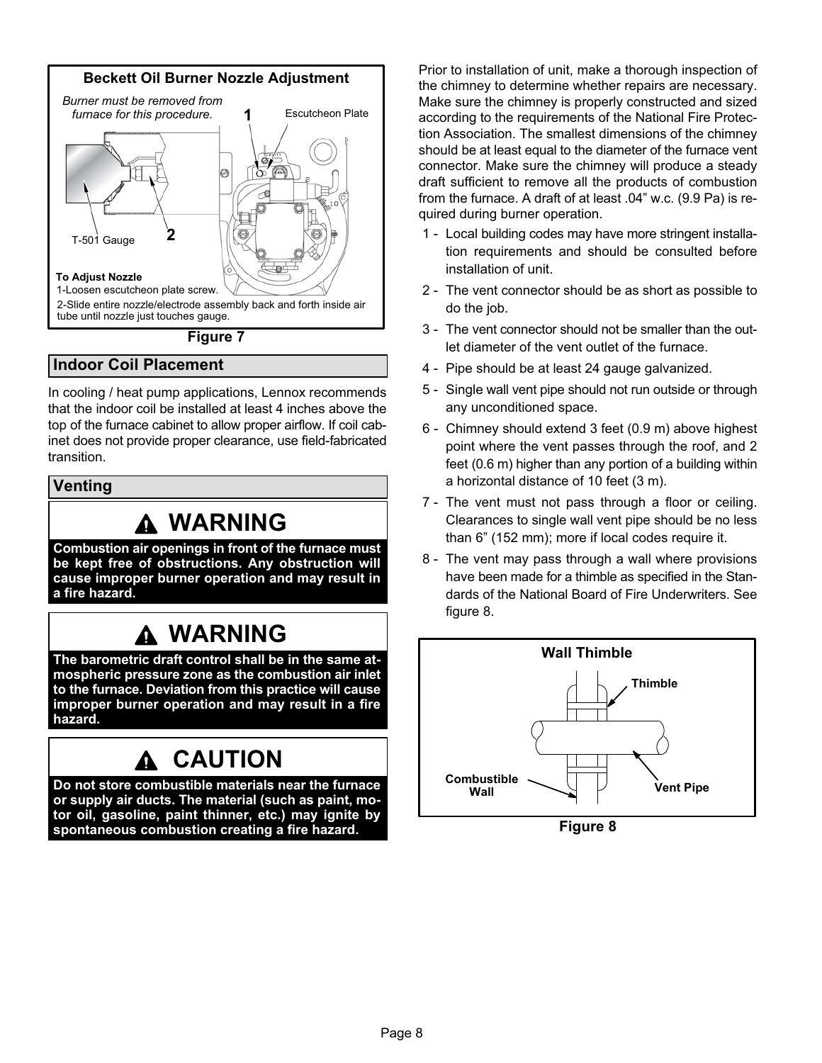**Beckett Oil Burner Nozzle Adjustment**

*Burner must be removed from furnace for this procedure.*

1 Escutcheon Plate

T-501 Gauge 2

**To Adjust Nozzle**

1-Loosen escutcheon plate screw.

2-Slide entire nozzle/electrode assembly back and forth inside air tube until nozzle just touches gauge.

**Figure 7**

## Indoor Coil Placement

In cooling / heat pump applications, Lennox recommends that the indoor coil be installed at least 4 inches above the top of the furnace cabinet to allow proper airflow. If coil cabinet does not provide proper clearance, use field-fabricated transition.

## Venting

**WARNING**

**Combustion air openings in front of the furnace must be kept free of obstructions. Any obstruction will cause improper burner operation and may result in a fire hazard.**

**WARNING**

**The barometric draft control shall be in the same atmospheric pressure zone as the combustion air inlet to the furnace. Deviation from this practice will cause improper burner operation and may result in a fire hazard.**

**CAUTION**

**Do not store combustible materials near the furnace or supply air ducts. The material (such as paint, motor oil, gasoline, paint thinner, etc.) may ignite by spontaneous combustion creating a fire hazard.**

Prior to installation of unit, make a thorough inspection of the chimney to determine whether repairs are necessary. Make sure the chimney is properly constructed and sized according to the requirements of the National Fire Protection Association. The smallest dimensions of the chimney should be at least equal to the diameter of the furnace vent connector. Make sure the chimney will produce a steady draft sufficient to remove all the products of combustion from the furnace. A draft of at least .04" w.c. (9.9 Pa) is required during burner operation.

1 - Local building codes may have more stringent installation requirements and should be consulted before installation of unit.
2 - The vent connector should be as short as possible to do the job.
3 - The vent connector should not be smaller than the outlet diameter of the vent outlet of the furnace.
4 - Pipe should be at least 24 gauge galvanized.
5 - Single wall vent pipe should not run outside or through any unconditioned space.
6 - Chimney should extend 3 feet (0.9 m) above highest point where the vent passes through the roof, and 2 feet (0.6 m) higher than any portion of a building within a horizontal distance of 10 feet (3 m).
7 - The vent must not pass through a floor or ceiling. Clearances to single wall vent pipe should be no less than 6" (152 mm); more if local codes require it.
8 - The vent may pass through a wall where provisions have been made for a thimble as specified in the Standards of the National Board of Fire Underwriters. See figure 8.

**Wall Thimble**

Thimble

Combustible Wall

Vent Pipe

**Figure 8**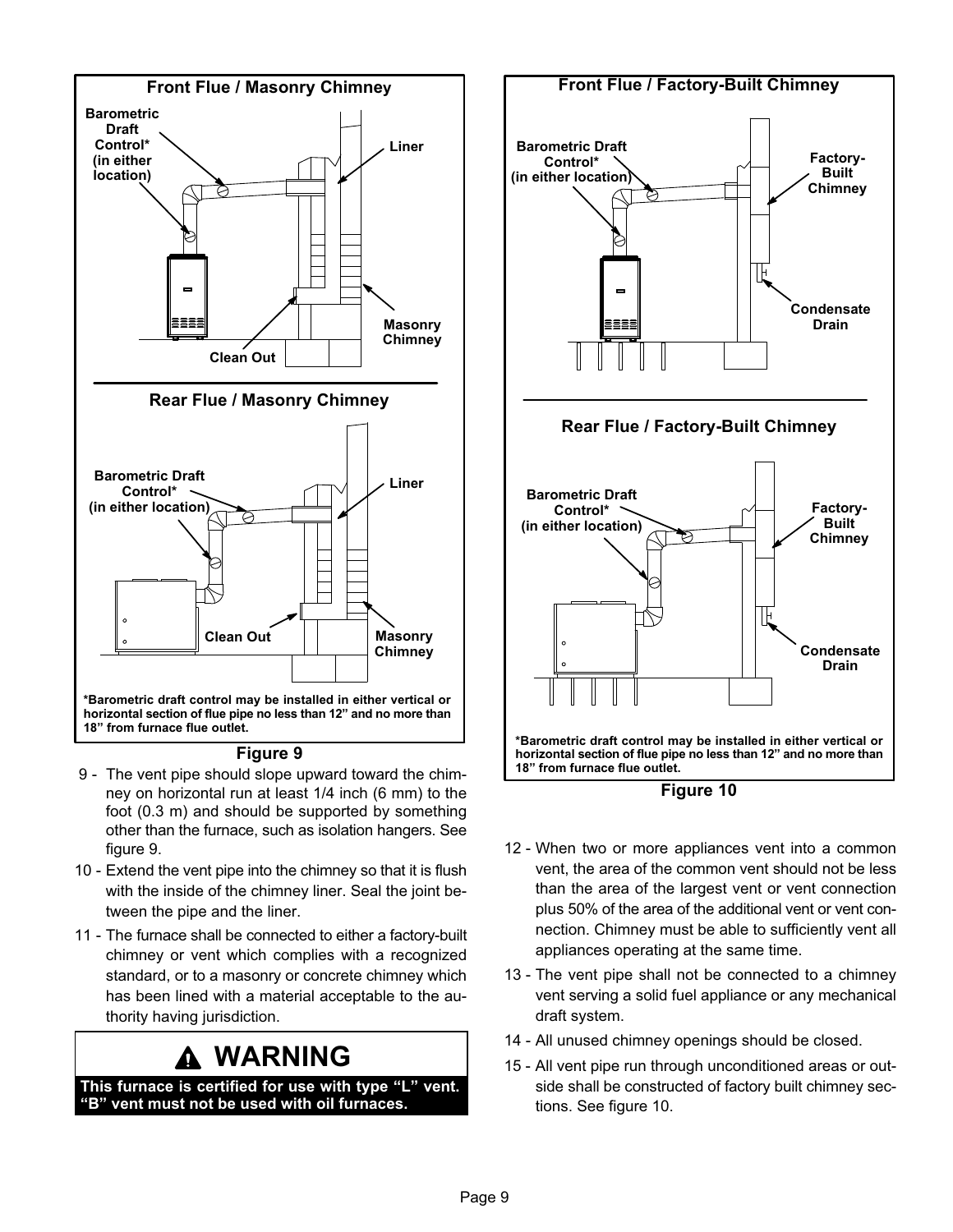**Front Flue / Masonry Chimney**

Barometric Draft Control* (in either location)

Liner

Masonry Chimney

Clean Out

**Rear Flue / Masonry Chimney**

Barometric Draft Control* (in either location)

Liner

Clean Out

Masonry Chimney

**\*Barometric draft control may be installed in either vertical or horizontal section of flue pipe no less than 12" and no more than 18" from furnace flue outlet.**

**Figure 9**

9 - The vent pipe should slope upward toward the chimney on horizontal run at least 1/4 inch (6 mm) to the foot (0.3 m) and should be supported by something other than the furnace, such as isolation hangers. See figure 9.

10 - Extend the vent pipe into the chimney so that it is flush with the inside of the chimney liner. Seal the joint between the pipe and the liner.

11 - The furnace shall be connected to either a factory-built chimney or vent which complies with a recognized standard, or to a masonry or concrete chimney which has been lined with a material acceptable to the authority having jurisdiction.

## ⚠ WARNING

**This furnace is certified for use with type "L" vent. "B" vent must not be used with oil furnaces.**

**Front Flue / Factory-Built Chimney**

Barometric Draft Control* (in either location)

Factory-Built Chimney

Condensate Drain

**Rear Flue / Factory-Built Chimney**

Barometric Draft Control* (in either location)

Factory-Built Chimney

Condensate Drain

**\*Barometric draft control may be installed in either vertical or horizontal section of flue pipe no less than 12" and no more than 18" from furnace flue outlet.**

**Figure 10**

12 - When two or more appliances vent into a common vent, the area of the common vent should not be less than the area of the largest vent or vent connection plus 50% of the area of the additional vent or vent connection. Chimney must be able to sufficiently vent all appliances operating at the same time.

13 - The vent pipe shall not be connected to a chimney vent serving a solid fuel appliance or any mechanical draft system.

14 - All unused chimney openings should be closed.

15 - All vent pipe run through unconditioned areas or outside shall be constructed of factory built chimney sections. See figure 10.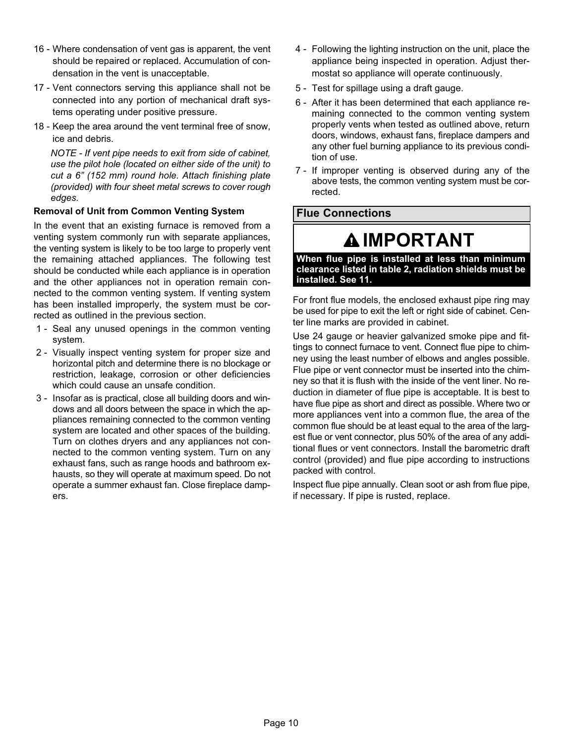16 - Where condensation of vent gas is apparent, the vent should be repaired or replaced. Accumulation of condensation in the vent is unacceptable.

17 - Vent connectors serving this appliance shall not be connected into any portion of mechanical draft systems operating under positive pressure.

18 - Keep the area around the vent terminal free of snow, ice and debris.

*NOTE - If vent pipe needs to exit from side of cabinet, use the pilot hole (located on either side of the unit) to cut a 6" (152 mm) round hole. Attach finishing plate (provided) with four sheet metal screws to cover rough edges.*

**Removal of Unit from Common Venting System**

In the event that an existing furnace is removed from a venting system commonly run with separate appliances, the venting system is likely to be too large to properly vent the remaining attached appliances. The following test should be conducted while each appliance is in operation and the other appliances not in operation remain connected to the common venting system. If venting system has been installed improperly, the system must be corrected as outlined in the previous section.

1 - Seal any unused openings in the common venting system.

2 - Visually inspect venting system for proper size and horizontal pitch and determine there is no blockage or restriction, leakage, corrosion or other deficiencies which could cause an unsafe condition.

3 - Insofar as is practical, close all building doors and windows and all doors between the space in which the appliances remaining connected to the common venting system are located and other spaces of the building. Turn on clothes dryers and any appliances not connected to the common venting system. Turn on any exhaust fans, such as range hoods and bathroom exhausts, so they will operate at maximum speed. Do not operate a summer exhaust fan. Close fireplace dampers.

4 - Following the lighting instruction on the unit, place the appliance being inspected in operation. Adjust thermostat so appliance will operate continuously.

5 - Test for spillage using a draft gauge.

6 - After it has been determined that each appliance remaining connected to the common venting system properly vents when tested as outlined above, return doors, windows, exhaust fans, fireplace dampers and any other fuel burning appliance to its previous condition of use.

7 - If improper venting is observed during any of the above tests, the common venting system must be corrected.

## Flue Connections

**IMPORTANT**

**When flue pipe is installed at less than minimum clearance listed in table 2, radiation shields must be installed. See 11.**

For front flue models, the enclosed exhaust pipe ring may be used for pipe to exit the left or right side of cabinet. Center line marks are provided in cabinet.

Use 24 gauge or heavier galvanized smoke pipe and fittings to connect furnace to vent. Connect flue pipe to chimney using the least number of elbows and angles possible. Flue pipe or vent connector must be inserted into the chimney so that it is flush with the inside of the vent liner. No reduction in diameter of flue pipe is acceptable. It is best to have flue pipe as short and direct as possible. Where two or more appliances vent into a common flue, the area of the common flue should be at least equal to the area of the largest flue or vent connector, plus 50% of the area of any additional flues or vent connectors. Install the barometric draft control (provided) and flue pipe according to instructions packed with control.

Inspect flue pipe annually. Clean soot or ash from flue pipe, if necessary. If pipe is rusted, replace.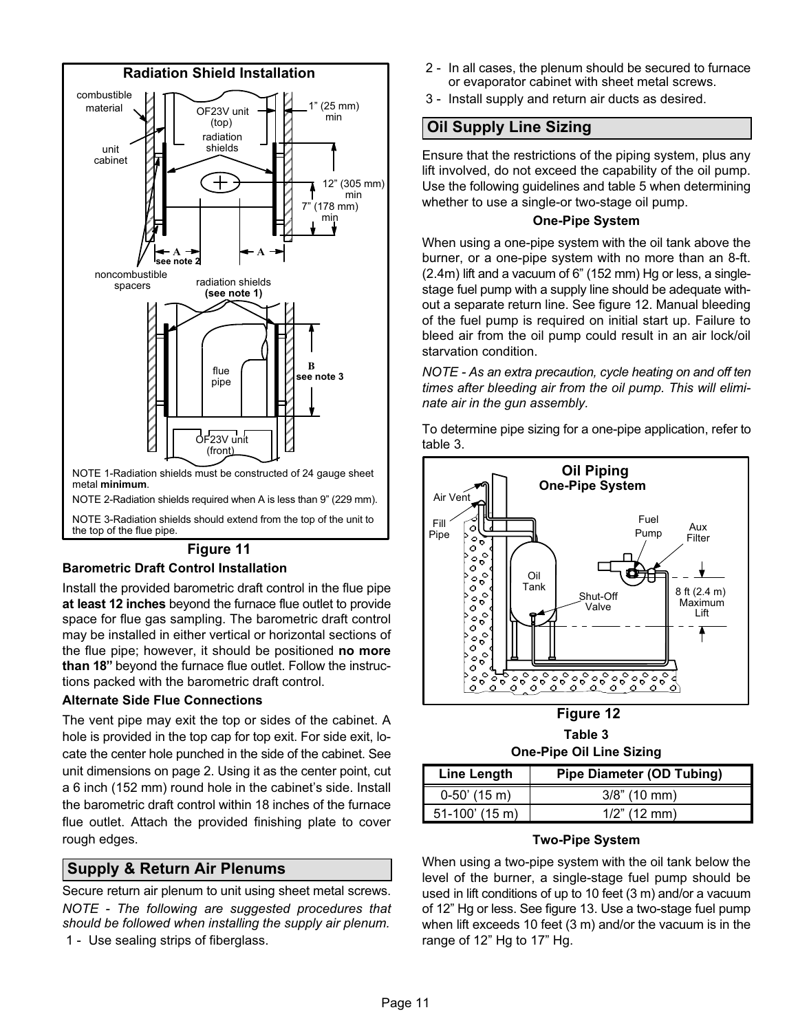**Radiation Shield Installation**

NOTE 1-Radiation shields must be constructed of 24 gauge sheet metal **minimum**.

NOTE 2-Radiation shields required when A is less than 9" (229 mm).

NOTE 3-Radiation shields should extend from the top of the unit to the top of the flue pipe.

**Figure 11**

**Barometric Draft Control Installation**

Install the provided barometric draft control in the flue pipe **at least 12 inches** beyond the furnace flue outlet to provide space for flue gas sampling. The barometric draft control may be installed in either vertical or horizontal sections of the flue pipe; however, it should be positioned **no more than 18"** beyond the furnace flue outlet. Follow the instructions packed with the barometric draft control.

**Alternate Side Flue Connections**

The vent pipe may exit the top or sides of the cabinet. A hole is provided in the top cap for top exit. For side exit, locate the center hole punched in the side of the cabinet. See unit dimensions on page 2. Using it as the center point, cut a 6 inch (152 mm) round hole in the cabinet's side. Install the barometric draft control within 18 inches of the furnace flue outlet. Attach the provided finishing plate to cover rough edges.

## Supply & Return Air Plenums

Secure return air plenum to unit using sheet metal screws.

*NOTE - The following are suggested procedures that should be followed when installing the supply air plenum.*

1 - Use sealing strips of fiberglass.

2 - In all cases, the plenum should be secured to furnace or evaporator cabinet with sheet metal screws.

3 - Install supply and return air ducts as desired.

## Oil Supply Line Sizing

Ensure that the restrictions of the piping system, plus any lift involved, do not exceed the capability of the oil pump. Use the following guidelines and table 5 when determining whether to use a single-or two-stage oil pump.

**One-Pipe System**

When using a one-pipe system with the oil tank above the burner, or a one-pipe system with no more than an 8-ft. (2.4m) lift and a vacuum of 6" (152 mm) Hg or less, a single-stage fuel pump with a supply line should be adequate without a separate return line. See figure 12. Manual bleeding of the fuel pump is required on initial start up. Failure to bleed air from the oil pump could result in an air lock/oil starvation condition.

*NOTE - As an extra precaution, cycle heating on and off ten times after bleeding air from the oil pump. This will eliminate air in the gun assembly.*

To determine pipe sizing for a one-pipe application, refer to table 3.

**Oil Piping**
**One-Pipe System**

**Figure 12**

**Table 3**
**One-Pipe Oil Line Sizing**

| Line Length | Pipe Diameter (OD Tubing) |
| --- | --- |
| 0-50' (15 m) | 3/8" (10 mm) |
| 51-100' (15 m) | 1/2" (12 mm) |

**Two-Pipe System**

When using a two-pipe system with the oil tank below the level of the burner, a single-stage fuel pump should be used in lift conditions of up to 10 feet (3 m) and/or a vacuum of 12" Hg or less. See figure 13. Use a two-stage fuel pump when lift exceeds 10 feet (3 m) and/or the vacuum is in the range of 12" Hg to 17" Hg.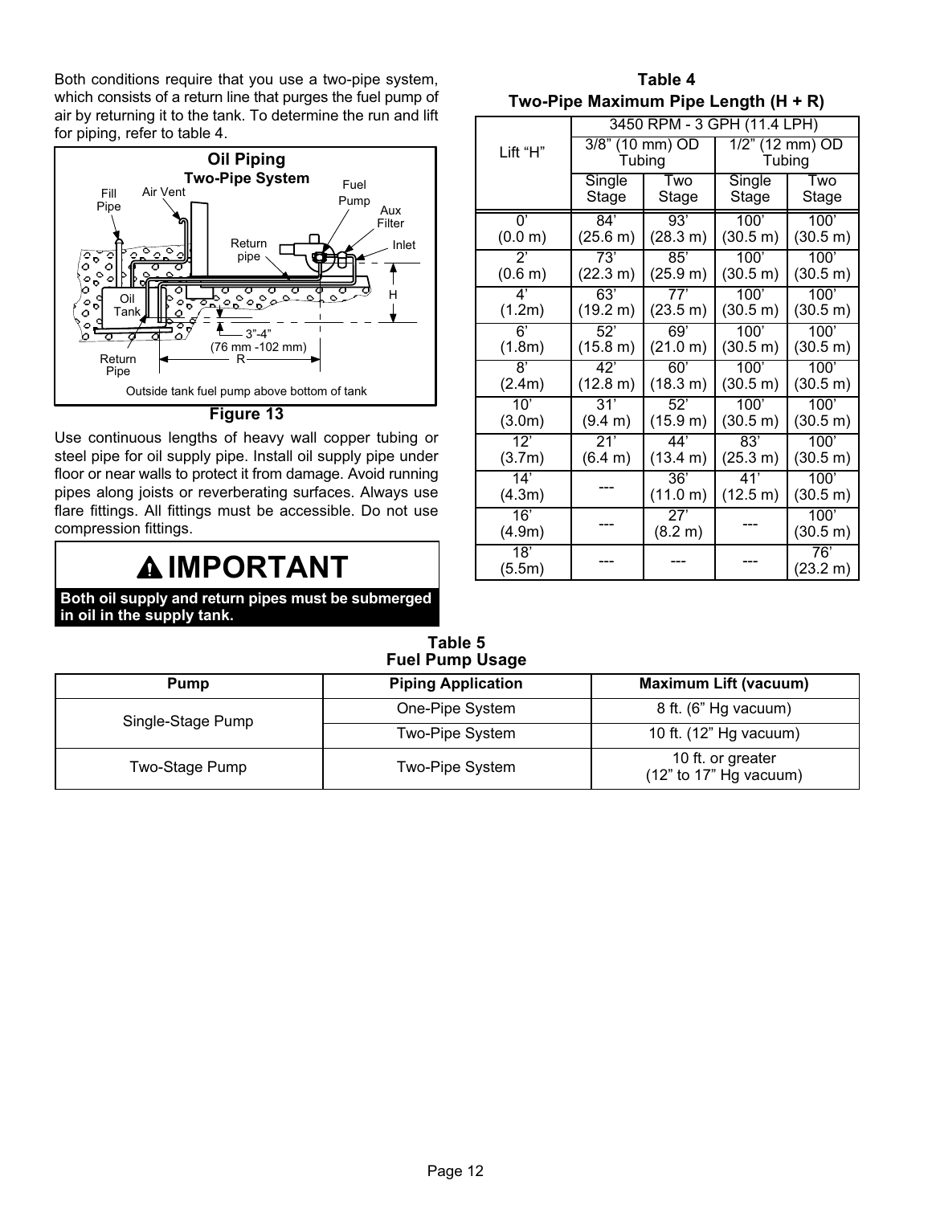Both conditions require that you use a two-pipe system, which consists of a return line that purges the fuel pump of air by returning it to the tank. To determine the run and lift for piping, refer to table 4.

**Oil Piping**
**Two-Pipe System**

Fill Pipe, Air Vent, Fuel Pump, Aux Filter, Inlet, Return pipe, Oil Tank, Return Pipe, H, 3”-4” (76 mm -102 mm), R

Outside tank fuel pump above bottom of tank

**Figure 13**

Use continuous lengths of heavy wall copper tubing or steel pipe for oil supply pipe. Install oil supply pipe under floor or near walls to protect it from damage. Avoid running pipes along joists or reverberating surfaces. Always use flare fittings. All fittings must be accessible. Do not use compression fittings.

> **⚠ IMPORTANT**
>
> **Both oil supply and return pipes must be submerged in oil in the supply tank.**

**Table 4**
**Two-Pipe Maximum Pipe Length (H + R)**

| Lift “H” | 3450 RPM - 3 GPH (11.4 LPH) | | | |
|---|---|---|---|---|
| | 3/8” (10 mm) OD Tubing | | 1/2” (12 mm) OD Tubing | |
| | Single Stage | Two Stage | Single Stage | Two Stage |
| 0’ (0.0 m) | 84’ (25.6 m) | 93’ (28.3 m) | 100’ (30.5 m) | 100’ (30.5 m) |
| 2’ (0.6 m) | 73’ (22.3 m) | 85’ (25.9 m) | 100’ (30.5 m) | 100’ (30.5 m) |
| 4’ (1.2m) | 63’ (19.2 m) | 77’ (23.5 m) | 100’ (30.5 m) | 100’ (30.5 m) |
| 6’ (1.8m) | 52’ (15.8 m) | 69’ (21.0 m) | 100’ (30.5 m) | 100’ (30.5 m) |
| 8’ (2.4m) | 42’ (12.8 m) | 60’ (18.3 m) | 100’ (30.5 m) | 100’ (30.5 m) |
| 10’ (3.0m) | 31’ (9.4 m) | 52’ (15.9 m) | 100’ (30.5 m) | 100’ (30.5 m) |
| 12’ (3.7m) | 21’ (6.4 m) | 44’ (13.4 m) | 83’ (25.3 m) | 100’ (30.5 m) |
| 14’ (4.3m) | --- | 36’ (11.0 m) | 41’ (12.5 m) | 100’ (30.5 m) |
| 16’ (4.9m) | --- | 27’ (8.2 m) | --- | 100’ (30.5 m) |
| 18’ (5.5m) | --- | --- | --- | 76’ (23.2 m) |

**Table 5**
**Fuel Pump Usage**

| Pump | Piping Application | Maximum Lift (vacuum) |
|---|---|---|
| Single-Stage Pump | One-Pipe System | 8 ft. (6” Hg vacuum) |
| | Two-Pipe System | 10 ft. (12” Hg vacuum) |
| Two-Stage Pump | Two-Pipe System | 10 ft. or greater (12” to 17” Hg vacuum) |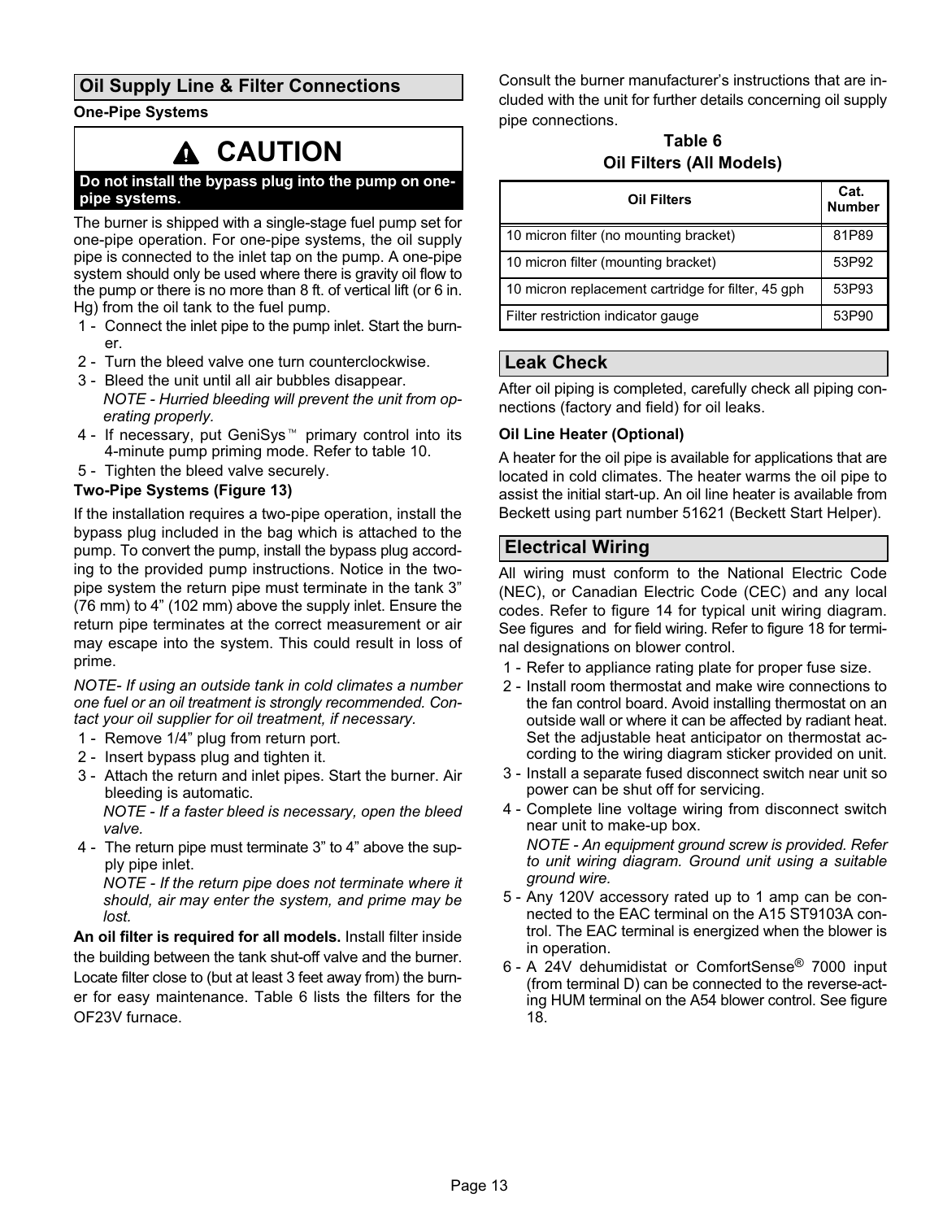## Oil Supply Line & Filter Connections

**One-Pipe Systems**

> **⚠ CAUTION**
>
> **Do not install the bypass plug into the pump on one-pipe systems.**

The burner is shipped with a single-stage fuel pump set for one-pipe operation. For one-pipe systems, the oil supply pipe is connected to the inlet tap on the pump. A one-pipe system should only be used where there is gravity oil flow to the pump or there is no more than 8 ft. of vertical lift (or 6 in. Hg) from the oil tank to the fuel pump.

1 - Connect the inlet pipe to the pump inlet. Start the burner.
2 - Turn the bleed valve one turn counterclockwise.
3 - Bleed the unit until all air bubbles disappear.
   *NOTE - Hurried bleeding will prevent the unit from operating properly.*
4 - If necessary, put GeniSys™ primary control into its 4-minute pump priming mode. Refer to table 10.
5 - Tighten the bleed valve securely.

**Two-Pipe Systems (Figure 13)**

If the installation requires a two-pipe operation, install the bypass plug included in the bag which is attached to the pump. To convert the pump, install the bypass plug according to the provided pump instructions. Notice in the two-pipe system the return pipe must terminate in the tank 3" (76 mm) to 4" (102 mm) above the supply inlet. Ensure the return pipe terminates at the correct measurement or air may escape into the system. This could result in loss of prime.

*NOTE- If using an outside tank in cold climates a number one fuel or an oil treatment is strongly recommended. Contact your oil supplier for oil treatment, if necessary.*

1 - Remove 1/4" plug from return port.
2 - Insert bypass plug and tighten it.
3 - Attach the return and inlet pipes. Start the burner. Air bleeding is automatic.
   *NOTE - If a faster bleed is necessary, open the bleed valve.*
4 - The return pipe must terminate 3" to 4" above the supply pipe inlet.
   *NOTE - If the return pipe does not terminate where it should, air may enter the system, and prime may be lost.*

**An oil filter is required for all models.** Install filter inside the building between the tank shut-off valve and the burner. Locate filter close to (but at least 3 feet away from) the burner for easy maintenance. Table 6 lists the filters for the OF23V furnace.

Consult the burner manufacturer's instructions that are included with the unit for further details concerning oil supply pipe connections.

**Table 6**
**Oil Filters (All Models)**

| Oil Filters | Cat. Number |
|---|---|
| 10 micron filter (no mounting bracket) | 81P89 |
| 10 micron filter (mounting bracket) | 53P92 |
| 10 micron replacement cartridge for filter, 45 gph | 53P93 |
| Filter restriction indicator gauge | 53P90 |

## Leak Check

After oil piping is completed, carefully check all piping connections (factory and field) for oil leaks.

**Oil Line Heater (Optional)**

A heater for the oil pipe is available for applications that are located in cold climates. The heater warms the oil pipe to assist the initial start-up. An oil line heater is available from Beckett using part number 51621 (Beckett Start Helper).

## Electrical Wiring

All wiring must conform to the National Electric Code (NEC), or Canadian Electric Code (CEC) and any local codes. Refer to figure 14 for typical unit wiring diagram. See figures and for field wiring. Refer to figure 18 for terminal designations on blower control.

1 - Refer to appliance rating plate for proper fuse size.
2 - Install room thermostat and make wire connections to the fan control board. Avoid installing thermostat on an outside wall or where it can be affected by radiant heat. Set the adjustable heat anticipator on thermostat according to the wiring diagram sticker provided on unit.
3 - Install a separate fused disconnect switch near unit so power can be shut off for servicing.
4 - Complete line voltage wiring from disconnect switch near unit to make-up box.
   *NOTE - An equipment ground screw is provided. Refer to unit wiring diagram. Ground unit using a suitable ground wire.*
5 - Any 120V accessory rated up to 1 amp can be connected to the EAC terminal on the A15 ST9103A control. The EAC terminal is energized when the blower is in operation.
6 - A 24V dehumidistat or ComfortSense® 7000 input (from terminal D) can be connected to the reverse-acting HUM terminal on the A54 blower control. See figure 18.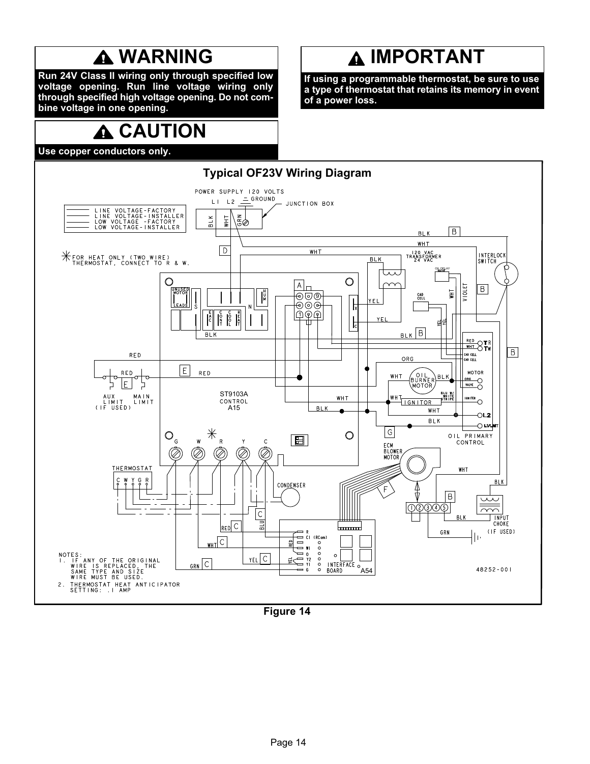## ⚠ WARNING

**Run 24V Class II wiring only through specified low voltage opening. Run line voltage wiring only through specified high voltage opening. Do not combine voltage in one opening.**

## ⚠ CAUTION

**Use copper conductors only.**

## ⚠ IMPORTANT

**If using a programmable thermostat, be sure to use a type of thermostat that retains its memory in event of a power loss.**

### Typical OF23V Wiring Diagram

POWER SUPPLY 120 VOLTS
L1 L2 GROUND
JUNCTION BOX

- LINE VOLTAGE-FACTORY
- LINE VOLTAGE-INSTALLER
- LOW VOLTAGE -FACTORY
- LOW VOLTAGE-INSTALLER

* FOR HEAT ONLY (TWO WIRE) THERMOSTAT, CONNECT TO R & W.

ST9103A CONTROL A15

AUX LIMIT (IF USED) MAIN LIMIT

120 VAC TRANSFORMER 24 VAC

INTERLOCK SWITCH

CAD CELL

OIL BURNER MOTOR

IGNITOR

OIL PRIMARY CONTROL

ECM BLOWER MOTOR

INPUT CHOKE (IF USED)

THERMOSTAT C W Y G R

CONDENSER

INTERFACE BOARD A54

NOTES:
1. IF ANY OF THE ORIGINAL WIRE IS REPLACED, THE SAME TYPE AND SIZE WIRE MUST BE USED.
2. THERMOSTAT HEAT ANTICIPATOR SETTING: .1 AMP

48252-001

**Figure 14**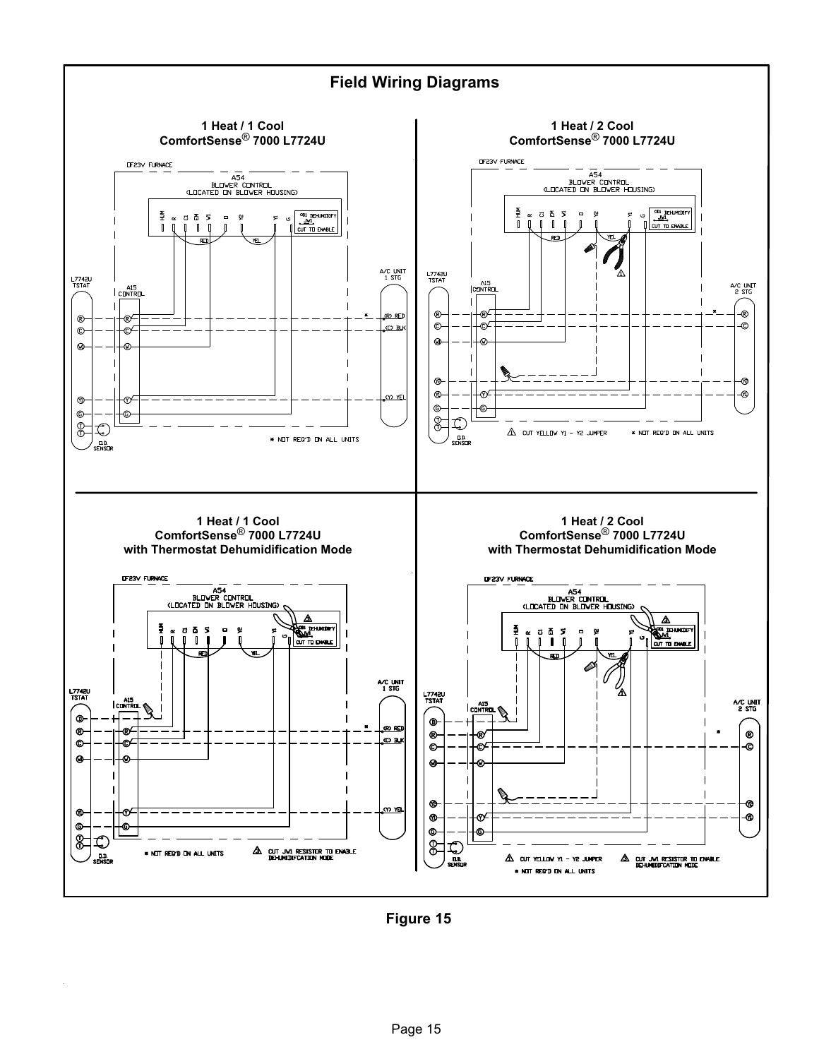# Field Wiring Diagrams

## 1 Heat / 1 Cool ComfortSense® 7000 L7724U

DF23V FURNACE

A54 BLOWER CONTROL (LOCATED ON BLOWER HOUSING)

HUM R C1 EH W1 D Y2 Y1 G

DEHUMIDIFY JW1 CUT TO ENABLE

RED YEL

L7742U TSTAT

A15 CONTROL

A/C UNIT 1 STG

(R) RED (C) BLK (Y) YEL

O.D. SENSOR

* NOT REQ'D ON ALL UNITS

## 1 Heat / 2 Cool ComfortSense® 7000 L7724U

DF23V FURNACE

A54 BLOWER CONTROL (LOCATED ON BLOWER HOUSING)

HUM R C1 EH W1 D Y2 Y1 G

DEHUMIDIFY JW1 CUT TO ENABLE

RED YEL

L7742U TSTAT

A15 CONTROL

A/C UNIT 2 STG

O.D. SENSOR

⚠ CUT YELLOW Y1 - Y2 JUMPER

* NOT REQ'D ON ALL UNITS

## 1 Heat / 1 Cool ComfortSense® 7000 L7724U with Thermostat Dehumidification Mode

DF23V FURNACE

A54 BLOWER CONTROL (LOCATED ON BLOWER HOUSING)

HUM R C1 EH W1 D Y2 Y1 G

DEHUMIDIFY JW1 CUT TO ENABLE

RED YEL

L7742U TSTAT

A15 CONTROL

A/C UNIT 1 STG

(R) RED (C) BLK (Y) YEL

O.D. SENSOR

* NOT REQ'D ON ALL UNITS

⚠3 CUT JW1 RESISTOR TO ENABLE DEHUMIDIFCATION MODE

## 1 Heat / 2 Cool ComfortSense® 7000 L7724U with Thermostat Dehumidification Mode

DF23V FURNACE

A54 BLOWER CONTROL (LOCATED ON BLOWER HOUSING)

HUM R C1 EH W1 D Y2 Y1 G

DEHUMIDIFY JW1 CUT TO ENABLE

RED YEL

L7742U TSTAT

A15 CONTROL

A/C UNIT 2 STG

O.D. SENSOR

⚠ CUT YELLOW Y1 - Y2 JUMPER

⚠3 CUT JW1 RESISTOR TO ENABLE DEHUMIDIFCATION MODE

* NOT REQ'D ON ALL UNITS

**Figure 15**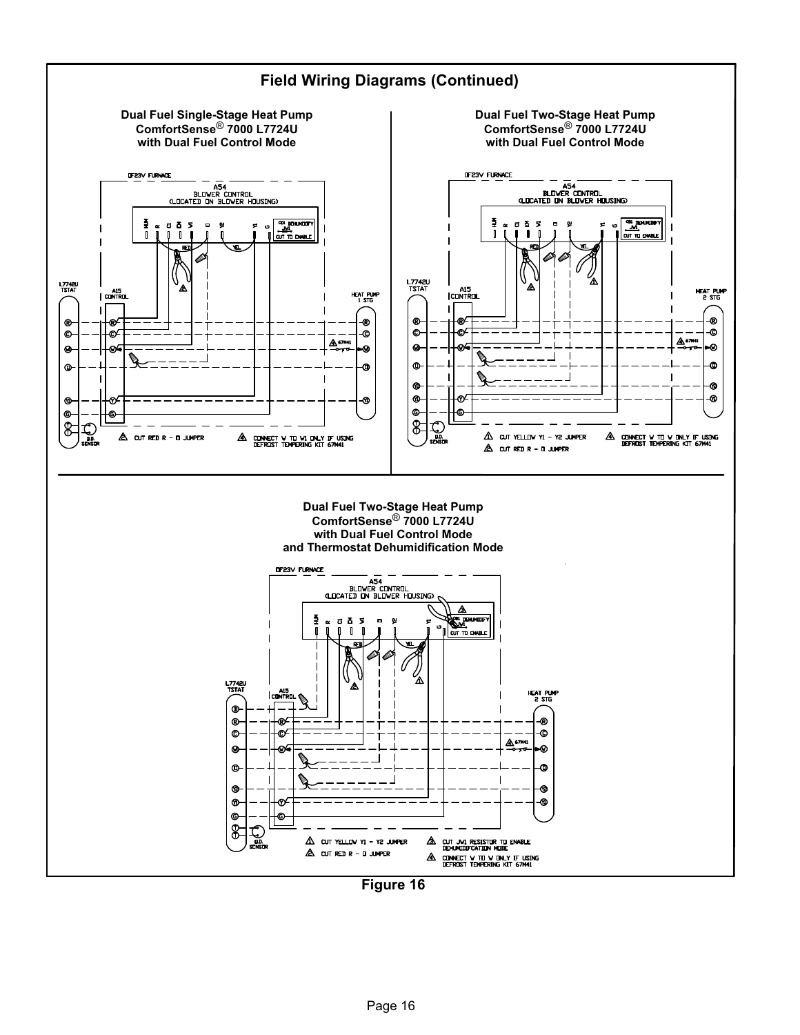## Field Wiring Diagrams (Continued)

**Dual Fuel Single-Stage Heat Pump ComfortSense® 7000 L7724U with Dual Fuel Control Mode**

DF23V FURNACE

A54 BLOWER CONTROL (LOCATED ON BLOWER HOUSING)

L7742U TSTAT — A15 CONTROL — HEAT PUMP 1 STG

2 CUT RED R - D JUMPER

4 CONNECT W TO W1 ONLY IF USING DEFROST TEMPERING KIT 67M41

**Dual Fuel Two-Stage Heat Pump ComfortSense® 7000 L7724U with Dual Fuel Control Mode**

DF23V FURNACE

A54 BLOWER CONTROL (LOCATED ON BLOWER HOUSING)

L7742U TSTAT — A15 CONTROL — HEAT PUMP 2 STG

1 CUT YELLOW Y1 - Y2 JUMPER

2 CUT RED R - D JUMPER

4 CONNECT W TO W ONLY IF USING DEFROST TEMPERING KIT 67M41

**Dual Fuel Two-Stage Heat Pump ComfortSense® 7000 L7724U with Dual Fuel Control Mode and Thermostat Dehumidification Mode**

DF23V FURNACE

A54 BLOWER CONTROL (LOCATED ON BLOWER HOUSING)

L7742U TSTAT — A15 CONTROL — HEAT PUMP 2 STG

1 CUT YELLOW Y1 - Y2 JUMPER

2 CUT RED R - D JUMPER

3 CUT JW1 RESISTOR TO ENABLE DEHUMIDIFCATION MODE

4 CONNECT W TO W ONLY IF USING DEFROST TEMPERING KIT 67M41

**Figure 16**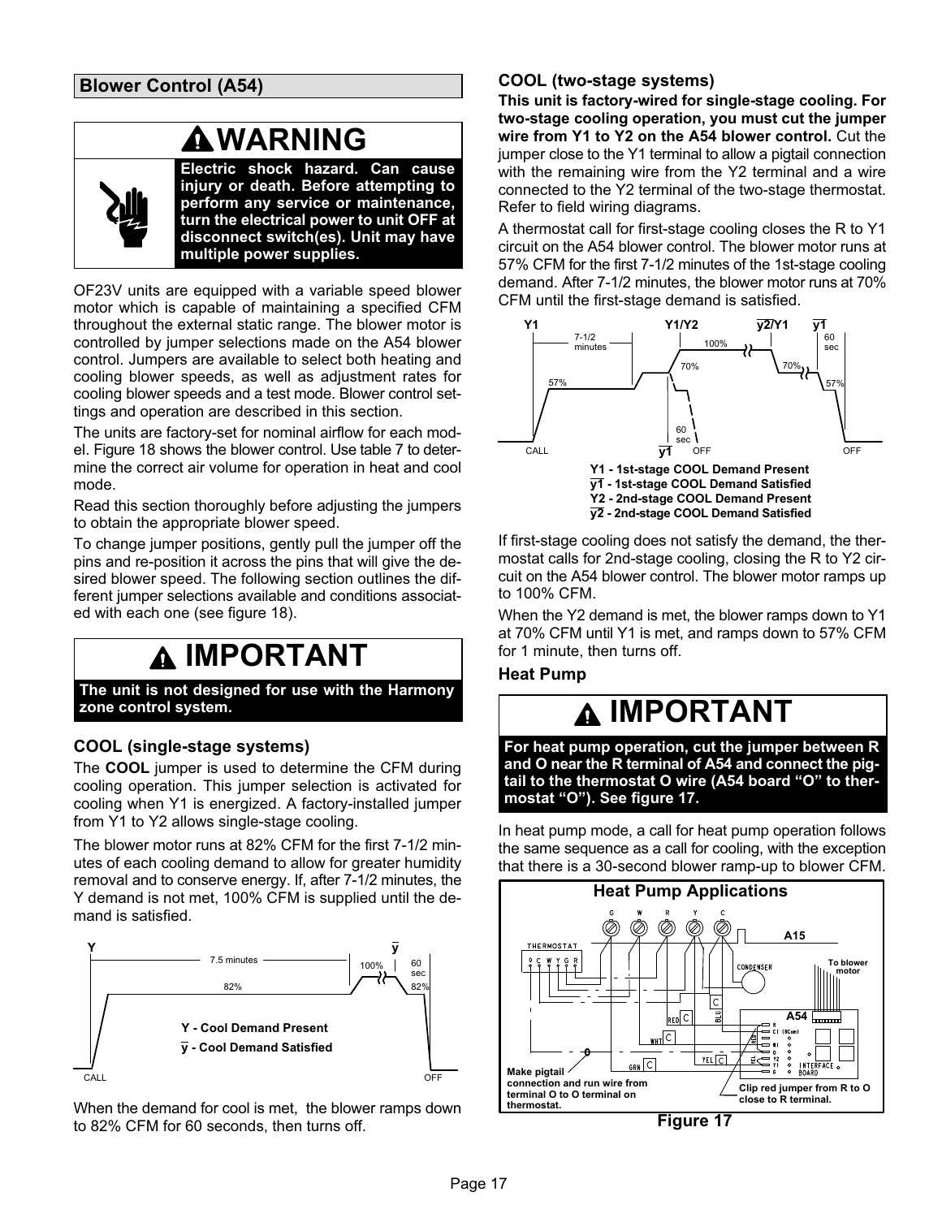## Blower Control (A54)

**WARNING**

**Electric shock hazard. Can cause injury or death. Before attempting to perform any service or maintenance, turn the electrical power to unit OFF at disconnect switch(es). Unit may have multiple power supplies.**

OF23V units are equipped with a variable speed blower motor which is capable of maintaining a specified CFM throughout the external static range. The blower motor is controlled by jumper selections made on the A54 blower control. Jumpers are available to select both heating and cooling blower speeds, as well as adjustment rates for cooling blower speeds and a test mode. Blower control settings and operation are described in this section.

The units are factory-set for nominal airflow for each model. Figure 18 shows the blower control. Use table 7 to determine the correct air volume for operation in heat and cool mode.

Read this section thoroughly before adjusting the jumpers to obtain the appropriate blower speed.

To change jumper positions, gently pull the jumper off the pins and re-position it across the pins that will give the desired blower speed. The following section outlines the different jumper selections available and conditions associated with each one (see figure 18).

**IMPORTANT**

**The unit is not designed for use with the Harmony zone control system.**

### COOL (single-stage systems)

The **COOL** jumper is used to determine the CFM during cooling operation. This jumper selection is activated for cooling when Y1 is energized. A factory-installed jumper from Y1 to Y2 allows single-stage cooling.

The blower motor runs at 82% CFM for the first 7-1/2 minutes of each cooling demand to allow for greater humidity removal and to conserve energy. If, after 7-1/2 minutes, the Y demand is not met, 100% CFM is supplied until the demand is satisfied.

Y - Cool Demand Present
y - Cool Demand Satisfied

When the demand for cool is met, the blower ramps down to 82% CFM for 60 seconds, then turns off.

### COOL (two-stage systems)

**This unit is factory-wired for single-stage cooling. For two-stage cooling operation, you must cut the jumper wire from Y1 to Y2 on the A54 blower control.** Cut the jumper close to the Y1 terminal to allow a pigtail connection with the remaining wire from the Y2 terminal and a wire connected to the Y2 terminal of the two-stage thermostat. Refer to field wiring diagrams.

A thermostat call for first-stage cooling closes the R to Y1 circuit on the A54 blower control. The blower motor runs at 57% CFM for the first 7-1/2 minutes of the 1st-stage cooling demand. After 7-1/2 minutes, the blower motor runs at 70% CFM until the first-stage demand is satisfied.

Y1 - 1st-stage COOL Demand Present
y1 - 1st-stage COOL Demand Satisfied
Y2 - 2nd-stage COOL Demand Present
y2 - 2nd-stage COOL Demand Satisfied

If first-stage cooling does not satisfy the demand, the thermostat calls for 2nd-stage cooling, closing the R to Y2 circuit on the A54 blower control. The blower motor ramps up to 100% CFM.

When the Y2 demand is met, the blower ramps down to Y1 at 70% CFM until Y1 is met, and ramps down to 57% CFM for 1 minute, then turns off.

### Heat Pump

**IMPORTANT**

**For heat pump operation, cut the jumper between R and O near the R terminal of A54 and connect the pigtail to the thermostat O wire (A54 board "O" to thermostat "O"). See figure 17.**

In heat pump mode, a call for heat pump operation follows the same sequence as a call for cooling, with the exception that there is a 30-second blower ramp-up to blower CFM.

**Heat Pump Applications**

Make pigtail connection and run wire from terminal O to O terminal on thermostat.

Clip red jumper from R to O close to R terminal.

**Figure 17**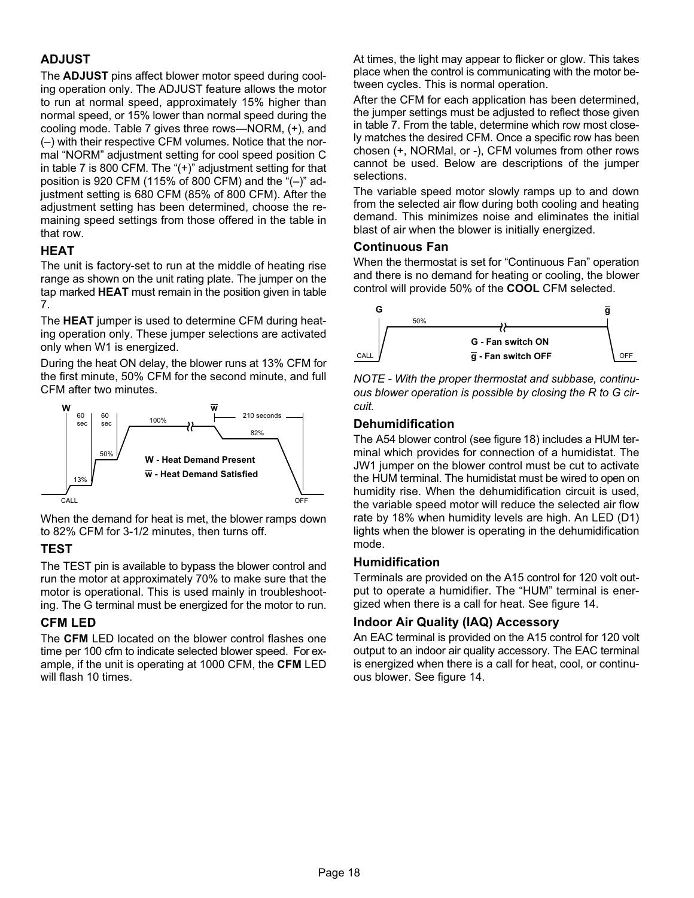## ADJUST

The **ADJUST** pins affect blower motor speed during cooling operation only. The ADJUST feature allows the motor to run at normal speed, approximately 15% higher than normal speed, or 15% lower than normal speed during the cooling mode. Table 7 gives three rows—NORM, (+), and (–) with their respective CFM volumes. Notice that the normal "NORM" adjustment setting for cool speed position C in table 7 is 800 CFM. The "(+)" adjustment setting for that position is 920 CFM (115% of 800 CFM) and the "(–)" adjustment setting is 680 CFM (85% of 800 CFM). After the adjustment setting has been determined, choose the remaining speed settings from those offered in the table in that row.

## HEAT

The unit is factory-set to run at the middle of heating rise range as shown on the unit rating plate. The jumper on the tap marked **HEAT** must remain in the position given in table 7.

The **HEAT** jumper is used to determine CFM during heating operation only. These jumper selections are activated only when W1 is energized.

During the heat ON delay, the blower runs at 13% CFM for the first minute, 50% CFM for the second minute, and full CFM after two minutes.

W - Heat Demand Present
w̄ - Heat Demand Satisfied

When the demand for heat is met, the blower ramps down to 82% CFM for 3-1/2 minutes, then turns off.

## TEST

The TEST pin is available to bypass the blower control and run the motor at approximately 70% to make sure that the motor is operational. This is used mainly in troubleshooting. The G terminal must be energized for the motor to run.

## CFM LED

The **CFM** LED located on the blower control flashes one time per 100 cfm to indicate selected blower speed. For example, if the unit is operating at 1000 CFM, the **CFM** LED will flash 10 times.

At times, the light may appear to flicker or glow. This takes place when the control is communicating with the motor between cycles. This is normal operation.

After the CFM for each application has been determined, the jumper settings must be adjusted to reflect those given in table 7. From the table, determine which row most closely matches the desired CFM. Once a specific row has been chosen (+, NORMal, or -), CFM volumes from other rows cannot be used. Below are descriptions of the jumper selections.

The variable speed motor slowly ramps up to and down from the selected air flow during both cooling and heating demand. This minimizes noise and eliminates the initial blast of air when the blower is initially energized.

### Continuous Fan

When the thermostat is set for "Continuous Fan" operation and there is no demand for heating or cooling, the blower control will provide 50% of the **COOL** CFM selected.

G - Fan switch ON
ḡ - Fan switch OFF

*NOTE - With the proper thermostat and subbase, continuous blower operation is possible by closing the R to G circuit.*

### Dehumidification

The A54 blower control (see figure 18) includes a HUM terminal which provides for connection of a humidistat. The JW1 jumper on the blower control must be cut to activate the HUM terminal. The humidistat must be wired to open on humidity rise. When the dehumidification circuit is used, the variable speed motor will reduce the selected air flow rate by 18% when humidity levels are high. An LED (D1) lights when the blower is operating in the dehumidification mode.

### Humidification

Terminals are provided on the A15 control for 120 volt output to operate a humidifier. The "HUM" terminal is energized when there is a call for heat. See figure 14.

### Indoor Air Quality (IAQ) Accessory

An EAC terminal is provided on the A15 control for 120 volt output to an indoor air quality accessory. The EAC terminal is energized when there is a call for heat, cool, or continuous blower. See figure 14.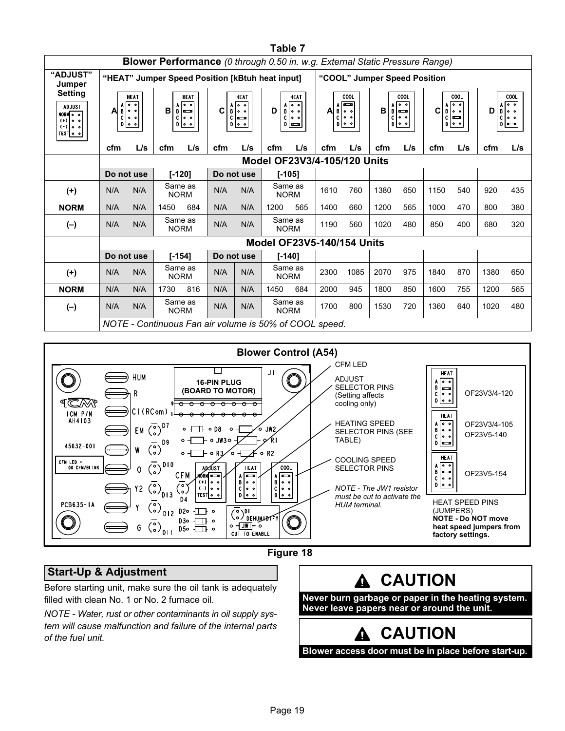**Table 7**

**Blower Performance** *(0 through 0.50 in. w.g. External Static Pressure Range)*

| "ADJUST" Jumper Setting | "HEAT" Jumper Speed Position [kBtuh heat input] | | | | | | | | "COOL" Jumper Speed Position | | | | | | | |
|---|---|---|---|---|---|---|---|---|---|---|---|---|---|---|---|---|
| | A | | B | | C | | D | | A | | B | | C | | D | |
| | cfm | L/s | cfm | L/s | cfm | L/s | cfm | L/s | cfm | L/s | cfm | L/s | cfm | L/s | cfm | L/s |
| | **Model OF23V3/4-105/120 Units** | | | | | | | | | | | | | | | |
| | **Do not use** | | **[-120]** | | **Do not use** | | **[-105]** | | | | | | | | | |
| **(+)** | N/A | N/A | Same as NORM | | N/A | N/A | Same as NORM | | 1610 | 760 | 1380 | 650 | 1150 | 540 | 920 | 435 |
| **NORM** | N/A | N/A | 1450 | 684 | N/A | N/A | 1200 | 565 | 1400 | 660 | 1200 | 565 | 1000 | 470 | 800 | 380 |
| **(–)** | N/A | N/A | Same as NORM | | N/A | N/A | Same as NORM | | 1190 | 560 | 1020 | 480 | 850 | 400 | 680 | 320 |
| | **Model OF23V5-140/154 Units** | | | | | | | | | | | | | | | |
| | **Do not use** | | **[-154]** | | **Do not use** | | **[-140]** | | | | | | | | | |
| **(+)** | N/A | N/A | Same as NORM | | N/A | N/A | Same as NORM | | 2300 | 1085 | 2070 | 975 | 1840 | 870 | 1380 | 650 |
| **NORM** | N/A | N/A | 1730 | 816 | N/A | N/A | 1450 | 684 | 2000 | 945 | 1800 | 850 | 1600 | 755 | 1200 | 565 |
| **(–)** | N/A | N/A | Same as NORM | | N/A | N/A | Same as NORM | | 1700 | 800 | 1530 | 720 | 1360 | 640 | 1020 | 480 |
| | *NOTE - Continuous Fan air volume is 50% of COOL speed.* | | | | | | | | | | | | | | | |

**Blower Control (A54)**

- CFM LED
- ADJUST SELECTOR PINS (Setting affects cooling only)
- HEATING SPEED SELECTOR PINS (SEE TABLE)
- COOLING SPEED SELECTOR PINS
- *NOTE - The JW1 resistor must be cut to activate the HUM terminal.*

16-PIN PLUG (BOARD TO MOTOR)

HEAT SPEED PINS (JUMPERS):
- OF23V3/4-120
- OF23V3/4-105, OF23V5-140
- OF23V5-154

**NOTE - Do NOT move heat speed jumpers from factory settings.**

**Figure 18**

## Start-Up & Adjustment

Before starting unit, make sure the oil tank is adequately filled with clean No. 1 or No. 2 furnace oil.

*NOTE - Water, rust or other contaminants in oil supply system will cause malfunction and failure of the internal parts of the fuel unit.*

**⚠ CAUTION**

**Never burn garbage or paper in the heating system. Never leave papers near or around the unit.**

**⚠ CAUTION**

**Blower access door must be in place before start-up.**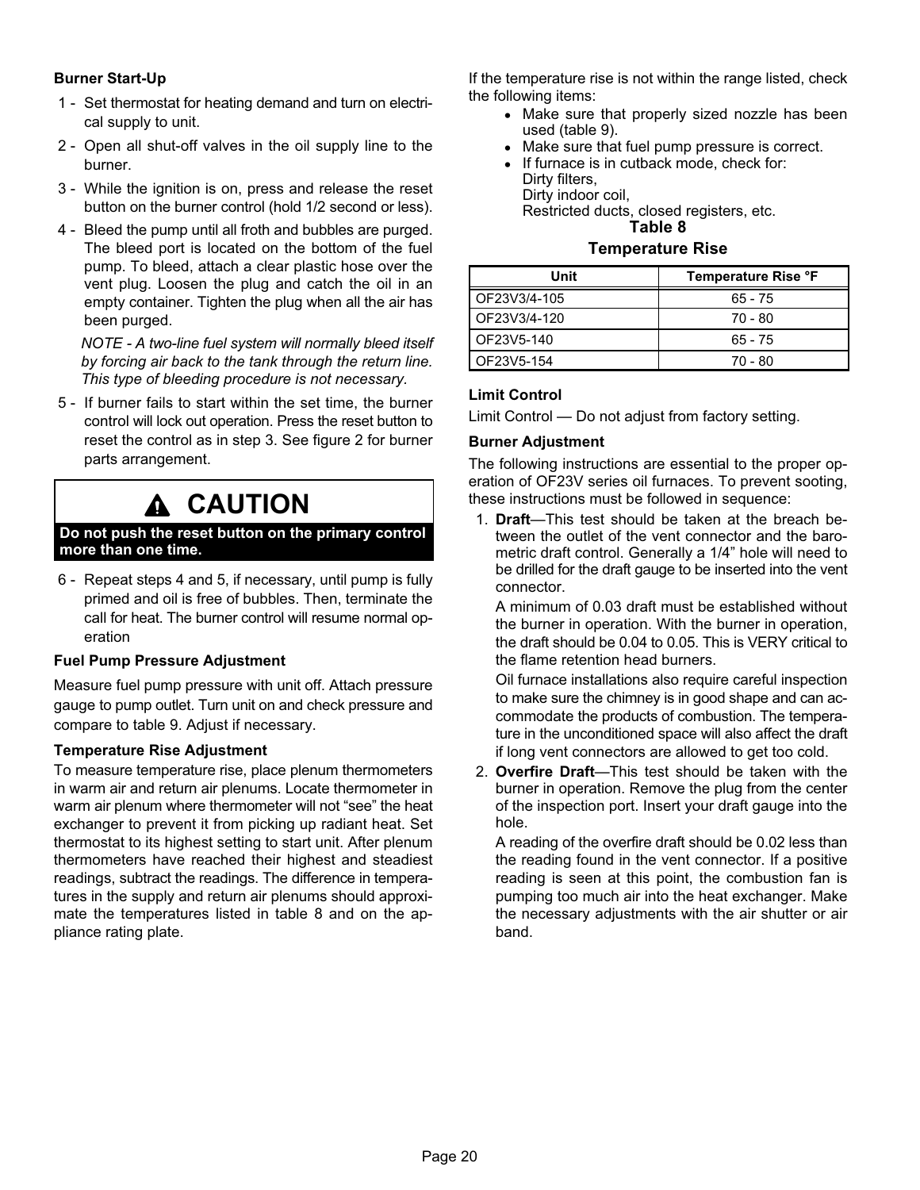### Burner Start-Up

1 - Set thermostat for heating demand and turn on electrical supply to unit.

2 - Open all shut-off valves in the oil supply line to the burner.

3 - While the ignition is on, press and release the reset button on the burner control (hold 1/2 second or less).

4 - Bleed the pump until all froth and bubbles are purged. The bleed port is located on the bottom of the fuel pump. To bleed, attach a clear plastic hose over the vent plug. Loosen the plug and catch the oil in an empty container. Tighten the plug when all the air has been purged.

*NOTE - A two-line fuel system will normally bleed itself by forcing air back to the tank through the return line. This type of bleeding procedure is not necessary.*

5 - If burner fails to start within the set time, the burner control will lock out operation. Press the reset button to reset the control as in step 3. See figure 2 for burner parts arrangement.

> **⚠ CAUTION**
>
> **Do not push the reset button on the primary control more than one time.**

6 - Repeat steps 4 and 5, if necessary, until pump is fully primed and oil is free of bubbles. Then, terminate the call for heat. The burner control will resume normal operation

### Fuel Pump Pressure Adjustment

Measure fuel pump pressure with unit off. Attach pressure gauge to pump outlet. Turn unit on and check pressure and compare to table 9. Adjust if necessary.

### Temperature Rise Adjustment

To measure temperature rise, place plenum thermometers in warm air and return air plenums. Locate thermometer in warm air plenum where thermometer will not "see" the heat exchanger to prevent it from picking up radiant heat. Set thermostat to its highest setting to start unit. After plenum thermometers have reached their highest and steadiest readings, subtract the readings. The difference in temperatures in the supply and return air plenums should approximate the temperatures listed in table 8 and on the appliance rating plate.

If the temperature rise is not within the range listed, check the following items:

- Make sure that properly sized nozzle has been used (table 9).
- Make sure that fuel pump pressure is correct.
- If furnace is in cutback mode, check for:
  Dirty filters,
  Dirty indoor coil,
  Restricted ducts, closed registers, etc.

**Table 8**

**Temperature Rise**

| Unit | Temperature Rise °F |
|---|---|
| OF23V3/4-105 | 65 - 75 |
| OF23V3/4-120 | 70 - 80 |
| OF23V5-140 | 65 - 75 |
| OF23V5-154 | 70 - 80 |

### Limit Control

Limit Control — Do not adjust from factory setting.

### Burner Adjustment

The following instructions are essential to the proper operation of OF23V series oil furnaces. To prevent sooting, these instructions must be followed in sequence:

1. **Draft**—This test should be taken at the breach between the outlet of the vent connector and the barometric draft control. Generally a 1/4" hole will need to be drilled for the draft gauge to be inserted into the vent connector.

   A minimum of 0.03 draft must be established without the burner in operation. With the burner in operation, the draft should be 0.04 to 0.05. This is VERY critical to the flame retention head burners.

   Oil furnace installations also require careful inspection to make sure the chimney is in good shape and can accommodate the products of combustion. The temperature in the unconditioned space will also affect the draft if long vent connectors are allowed to get too cold.

2. **Overfire Draft**—This test should be taken with the burner in operation. Remove the plug from the center of the inspection port. Insert your draft gauge into the hole.

   A reading of the overfire draft should be 0.02 less than the reading found in the vent connector. If a positive reading is seen at this point, the combustion fan is pumping too much air into the heat exchanger. Make the necessary adjustments with the air shutter or air band.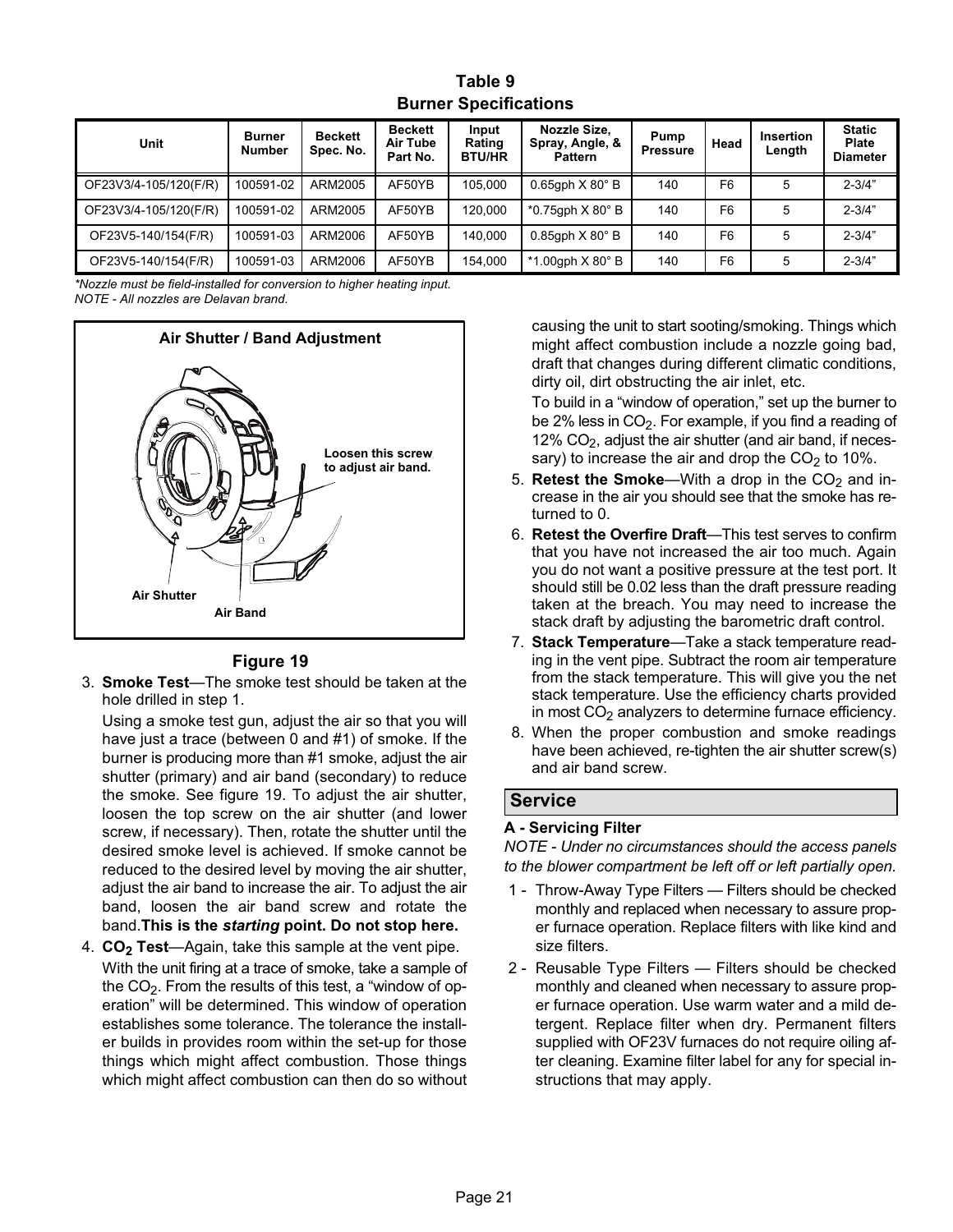**Table 9**
**Burner Specifications**

| Unit | Burner Number | Beckett Spec. No. | Beckett Air Tube Part No. | Input Rating BTU/HR | Nozzle Size, Spray, Angle, & Pattern | Pump Pressure | Head | Insertion Length | Static Plate Diameter |
|---|---|---|---|---|---|---|---|---|---|
| OF23V3/4-105/120(F/R) | 100591-02 | ARM2005 | AF50YB | 105,000 | 0.65gph X 80° B | 140 | F6 | 5 | 2-3/4" |
| OF23V3/4-105/120(F/R) | 100591-02 | ARM2005 | AF50YB | 120,000 | *0.75gph X 80° B | 140 | F6 | 5 | 2-3/4" |
| OF23V5-140/154(F/R) | 100591-03 | ARM2006 | AF50YB | 140,000 | 0.85gph X 80° B | 140 | F6 | 5 | 2-3/4" |
| OF23V5-140/154(F/R) | 100591-03 | ARM2006 | AF50YB | 154,000 | *1.00gph X 80° B | 140 | F6 | 5 | 2-3/4" |

*\*Nozzle must be field-installed for conversion to higher heating input.*
*NOTE - All nozzles are Delavan brand.*

**Air Shutter / Band Adjustment**

Loosen this screw to adjust air band.

Air Shutter

Air Band

**Figure 19**

3. **Smoke Test**—The smoke test should be taken at the hole drilled in step 1.

   Using a smoke test gun, adjust the air so that you will have just a trace (between 0 and #1) of smoke. If the burner is producing more than #1 smoke, adjust the air shutter (primary) and air band (secondary) to reduce the smoke. See figure 19. To adjust the air shutter, loosen the top screw on the air shutter (and lower screw, if necessary). Then, rotate the shutter until the desired smoke level is achieved. If smoke cannot be reduced to the desired level by moving the air shutter, adjust the air band to increase the air. To adjust the air band, loosen the air band screw and rotate the band.**This is the *starting* point. Do not stop here.**

4. **$CO_2$ Test**—Again, take this sample at the vent pipe.

   With the unit firing at a trace of smoke, take a sample of the $CO_2$. From the results of this test, a "window of operation" will be determined. This window of operation establishes some tolerance. The tolerance the installer builds in provides room within the set-up for those things which might affect combustion. Those things which might affect combustion can then do so without causing the unit to start sooting/smoking. Things which might affect combustion include a nozzle going bad, draft that changes during different climatic conditions, dirty oil, dirt obstructing the air inlet, etc.

   To build in a "window of operation," set up the burner to be 2% less in $CO_2$. For example, if you find a reading of 12% $CO_2$, adjust the air shutter (and air band, if necessary) to increase the air and drop the $CO_2$ to 10%.

5. **Retest the Smoke**—With a drop in the $CO_2$ and increase in the air you should see that the smoke has returned to 0.

6. **Retest the Overfire Draft**—This test serves to confirm that you have not increased the air too much. Again you do not want a positive pressure at the test port. It should still be 0.02 less than the draft pressure reading taken at the breach. You may need to increase the stack draft by adjusting the barometric draft control.

7. **Stack Temperature**—Take a stack temperature reading in the vent pipe. Subtract the room air temperature from the stack temperature. This will give you the net stack temperature. Use the efficiency charts provided in most $CO_2$ analyzers to determine furnace efficiency.

8. When the proper combustion and smoke readings have been achieved, re-tighten the air shutter screw(s) and air band screw.

## Service

### A - Servicing Filter

*NOTE - Under no circumstances should the access panels to the blower compartment be left off or left partially open.*

1 - Throw-Away Type Filters — Filters should be checked monthly and replaced when necessary to assure proper furnace operation. Replace filters with like kind and size filters.

2 - Reusable Type Filters — Filters should be checked monthly and cleaned when necessary to assure proper furnace operation. Use warm water and a mild detergent. Replace filter when dry. Permanent filters supplied with OF23V furnaces do not require oiling after cleaning. Examine filter label for any for special instructions that may apply.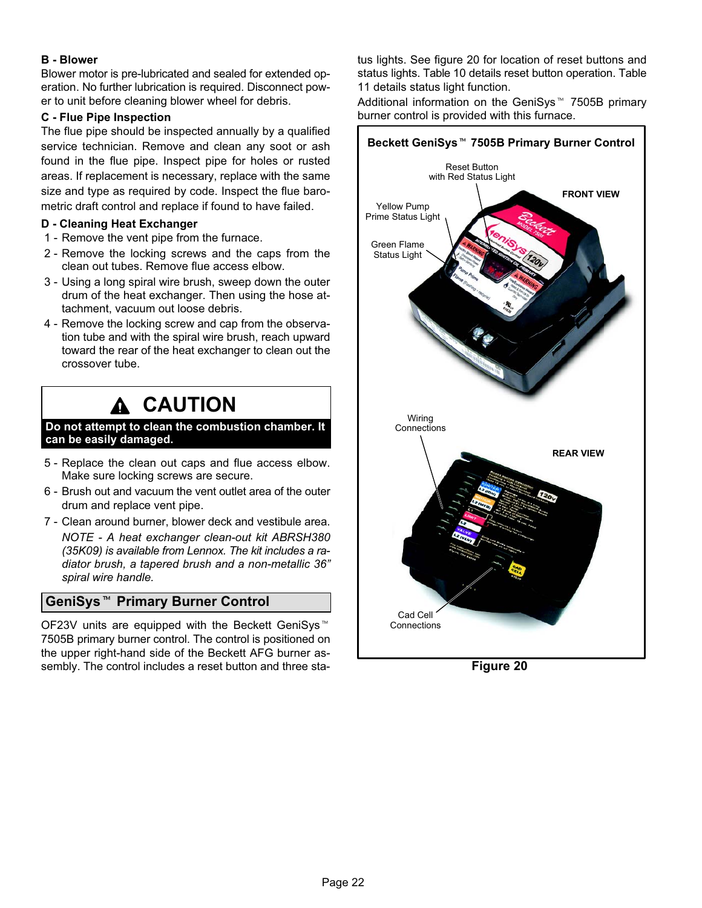### B - Blower

Blower motor is pre-lubricated and sealed for extended operation. No further lubrication is required. Disconnect power to unit before cleaning blower wheel for debris.

### C - Flue Pipe Inspection

The flue pipe should be inspected annually by a qualified service technician. Remove and clean any soot or ash found in the flue pipe. Inspect pipe for holes or rusted areas. If replacement is necessary, replace with the same size and type as required by code. Inspect the flue barometric draft control and replace if found to have failed.

### D - Cleaning Heat Exchanger

1 - Remove the vent pipe from the furnace.
2 - Remove the locking screws and the caps from the clean out tubes. Remove flue access elbow.
3 - Using a long spiral wire brush, sweep down the outer drum of the heat exchanger. Then using the hose attachment, vacuum out loose debris.
4 - Remove the locking screw and cap from the observation tube and with the spiral wire brush, reach upward toward the rear of the heat exchanger to clean out the crossover tube.

> **⚠ CAUTION**
>
> **Do not attempt to clean the combustion chamber. It can be easily damaged.**

5 - Replace the clean out caps and flue access elbow. Make sure locking screws are secure.
6 - Brush out and vacuum the vent outlet area of the outer drum and replace vent pipe.
7 - Clean around burner, blower deck and vestibule area.

*NOTE - A heat exchanger clean-out kit ABRSH380 (35K09) is available from Lennox. The kit includes a radiator brush, a tapered brush and a non-metallic 36" spiral wire handle.*

## GeniSys™ Primary Burner Control

OF23V units are equipped with the Beckett GeniSys™ 7505B primary burner control. The control is positioned on the upper right-hand side of the Beckett AFG burner assembly. The control includes a reset button and three status lights. See figure 20 for location of reset buttons and status lights. Table 10 details reset button operation. Table 11 details status light function.

Additional information on the GeniSys™ 7505B primary burner control is provided with this furnace.

**Beckett GeniSys™ 7505B Primary Burner Control**

FRONT VIEW: Reset Button with Red Status Light; Yellow Pump Prime Status Light; Green Flame Status Light

REAR VIEW: Wiring Connections; Cad Cell Connections

**Figure 20**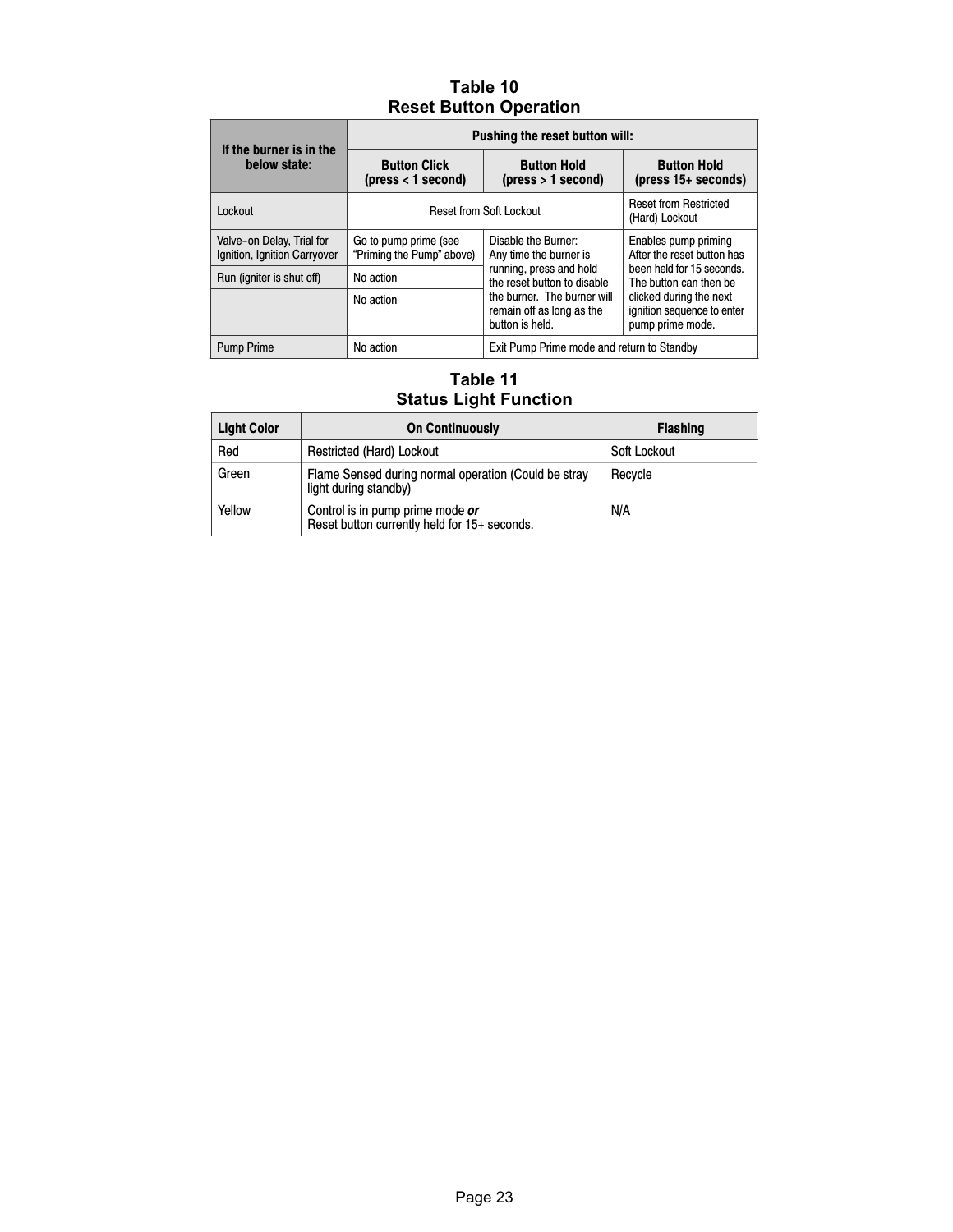**Table 10**
**Reset Button Operation**

| If the burner is in the below state: | Pushing the reset button will: | | |
|---|---|---|---|
| | **Button Click (press < 1 second)** | **Button Hold (press > 1 second)** | **Button Hold (press 15+ seconds)** |
| Lockout | Reset from Soft Lockout | | Reset from Restricted (Hard) Lockout |
| Valve–on Delay, Trial for Ignition, Ignition Carryover | Go to pump prime (see "Priming the Pump" above) | Disable the Burner: Any time the burner is running, press and hold the reset button to disable the burner. The burner will remain off as long as the button is held. | Enables pump priming After the reset button has been held for 15 seconds. The button can then be clicked during the next ignition sequence to enter pump prime mode. |
| Run (igniter is shut off) | No action | | |
| | No action | | |
| Pump Prime | No action | Exit Pump Prime mode and return to Standby | |

**Table 11**
**Status Light Function**

| Light Color | On Continuously | Flashing |
|---|---|---|
| Red | Restricted (Hard) Lockout | Soft Lockout |
| Green | Flame Sensed during normal operation (Could be stray light during standby) | Recycle |
| Yellow | Control is in pump prime mode ***or*** Reset button currently held for 15+ seconds. | N/A |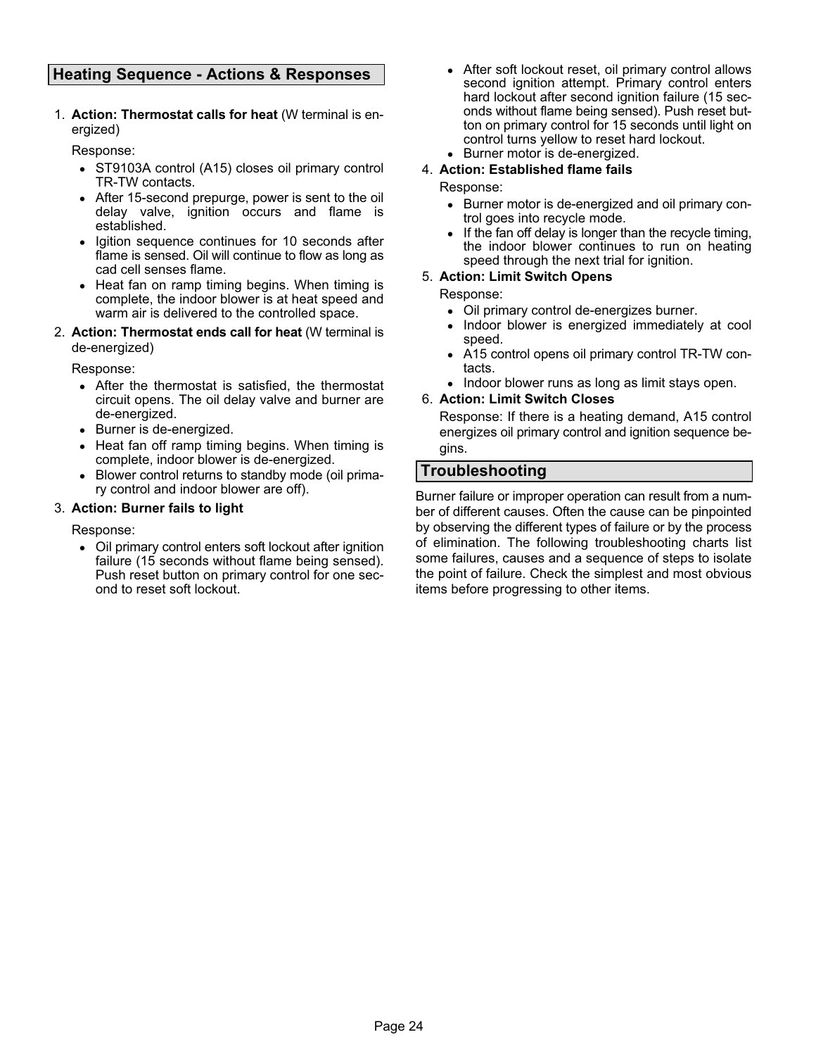## Heating Sequence - Actions & Responses

1. **Action: Thermostat calls for heat** (W terminal is energized)

   Response:

   - ST9103A control (A15) closes oil primary control TR-TW contacts.
   - After 15-second prepurge, power is sent to the oil delay valve, ignition occurs and flame is established.
   - Igition sequence continues for 10 seconds after flame is sensed. Oil will continue to flow as long as cad cell senses flame.
   - Heat fan on ramp timing begins. When timing is complete, the indoor blower is at heat speed and warm air is delivered to the controlled space.

2. **Action: Thermostat ends call for heat** (W terminal is de-energized)

   Response:

   - After the thermostat is satisfied, the thermostat circuit opens. The oil delay valve and burner are de-energized.
   - Burner is de-energized.
   - Heat fan off ramp timing begins. When timing is complete, indoor blower is de-energized.
   - Blower control returns to standby mode (oil primary control and indoor blower are off).

3. **Action: Burner fails to light**

   Response:

   - Oil primary control enters soft lockout after ignition failure (15 seconds without flame being sensed). Push reset button on primary control for one second to reset soft lockout.
   - After soft lockout reset, oil primary control allows second ignition attempt. Primary control enters hard lockout after second ignition failure (15 seconds without flame being sensed). Push reset button on primary control for 15 seconds until light on control turns yellow to reset hard lockout.
   - Burner motor is de-energized.

4. **Action: Established flame fails**

   Response:

   - Burner motor is de-energized and oil primary control goes into recycle mode.
   - If the fan off delay is longer than the recycle timing, the indoor blower continues to run on heating speed through the next trial for ignition.

5. **Action: Limit Switch Opens**

   Response:

   - Oil primary control de-energizes burner.
   - Indoor blower is energized immediately at cool speed.
   - A15 control opens oil primary control TR-TW contacts.
   - Indoor blower runs as long as limit stays open.

6. **Action: Limit Switch Closes**

   Response: If there is a heating demand, A15 control energizes oil primary control and ignition sequence begins.

## Troubleshooting

Burner failure or improper operation can result from a number of different causes. Often the cause can be pinpointed by observing the different types of failure or by the process of elimination. The following troubleshooting charts list some failures, causes and a sequence of steps to isolate the point of failure. Check the simplest and most obvious items before progressing to other items.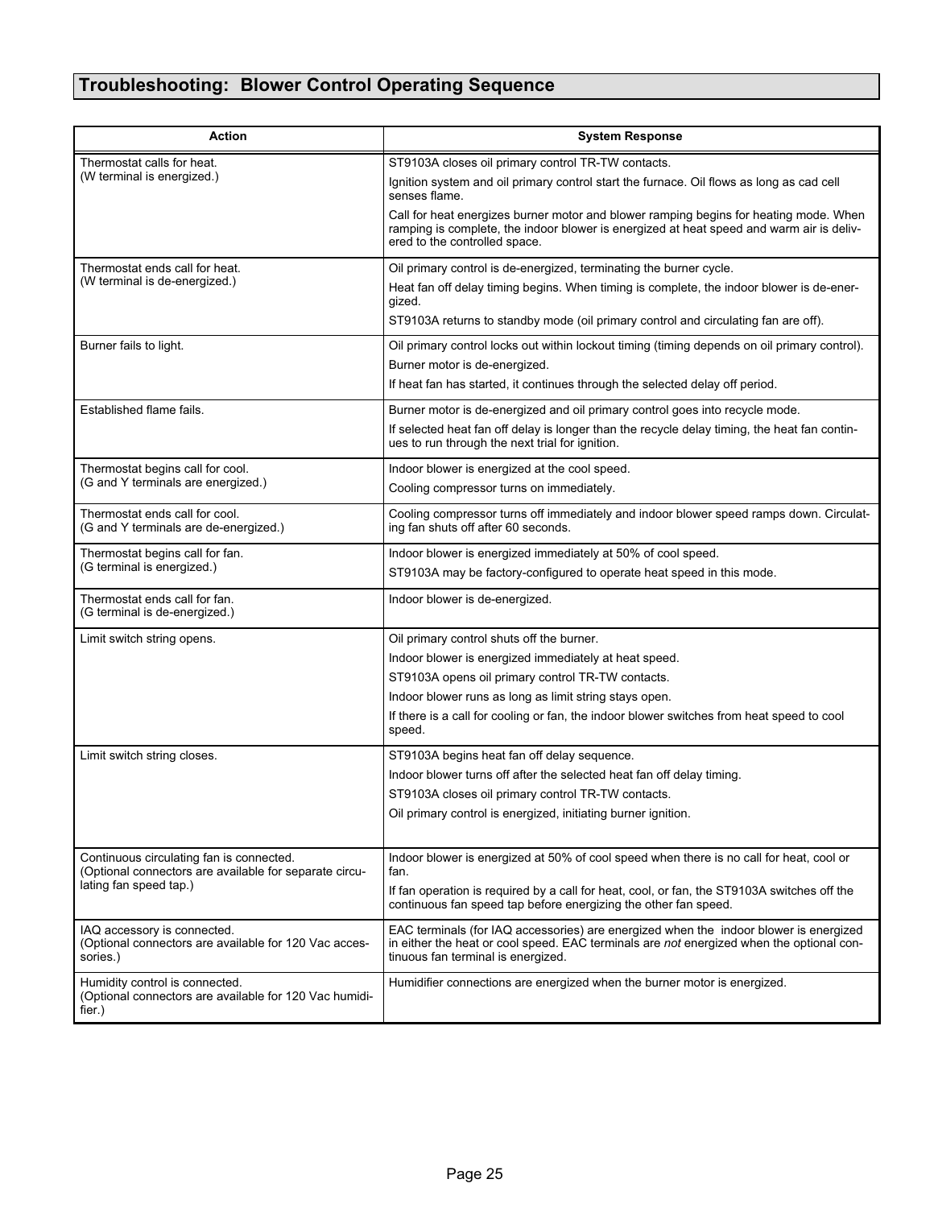## Troubleshooting: Blower Control Operating Sequence

| Action | System Response |
|---|---|
| Thermostat calls for heat.<br>(W terminal is energized.) | ST9103A closes oil primary control TR-TW contacts.<br>Ignition system and oil primary control start the furnace. Oil flows as long as cad cell senses flame.<br>Call for heat energizes burner motor and blower ramping begins for heating mode. When ramping is complete, the indoor blower is energized at heat speed and warm air is delivered to the controlled space. |
| Thermostat ends call for heat.<br>(W terminal is de-energized.) | Oil primary control is de-energized, terminating the burner cycle.<br>Heat fan off delay timing begins. When timing is complete, the indoor blower is de-energized.<br>ST9103A returns to standby mode (oil primary control and circulating fan are off). |
| Burner fails to light. | Oil primary control locks out within lockout timing (timing depends on oil primary control).<br>Burner motor is de-energized.<br>If heat fan has started, it continues through the selected delay off period. |
| Established flame fails. | Burner motor is de-energized and oil primary control goes into recycle mode.<br>If selected heat fan off delay is longer than the recycle delay timing, the heat fan continues to run through the next trial for ignition. |
| Thermostat begins call for cool.<br>(G and Y terminals are energized.) | Indoor blower is energized at the cool speed.<br>Cooling compressor turns on immediately. |
| Thermostat ends call for cool.<br>(G and Y terminals are de-energized.) | Cooling compressor turns off immediately and indoor blower speed ramps down. Circulating fan shuts off after 60 seconds. |
| Thermostat begins call for fan.<br>(G terminal is energized.) | Indoor blower is energized immediately at 50% of cool speed.<br>ST9103A may be factory-configured to operate heat speed in this mode. |
| Thermostat ends call for fan.<br>(G terminal is de-energized.) | Indoor blower is de-energized. |
| Limit switch string opens. | Oil primary control shuts off the burner.<br>Indoor blower is energized immediately at heat speed.<br>ST9103A opens oil primary control TR-TW contacts.<br>Indoor blower runs as long as limit string stays open.<br>If there is a call for cooling or fan, the indoor blower switches from heat speed to cool speed. |
| Limit switch string closes. | ST9103A begins heat fan off delay sequence.<br>Indoor blower turns off after the selected heat fan off delay timing.<br>ST9103A closes oil primary control TR-TW contacts.<br>Oil primary control is energized, initiating burner ignition. |
| Continuous circulating fan is connected.<br>(Optional connectors are available for separate circulating fan speed tap.) | Indoor blower is energized at 50% of cool speed when there is no call for heat, cool or fan.<br>If fan operation is required by a call for heat, cool, or fan, the ST9103A switches off the continuous fan speed tap before energizing the other fan speed. |
| IAQ accessory is connected.<br>(Optional connectors are available for 120 Vac accessories.) | EAC terminals (for IAQ accessories) are energized when the indoor blower is energized in either the heat or cool speed. EAC terminals are *not* energized when the optional continuous fan terminal is energized. |
| Humidity control is connected.<br>(Optional connectors are available for 120 Vac humidifier.) | Humidifier connections are energized when the burner motor is energized. |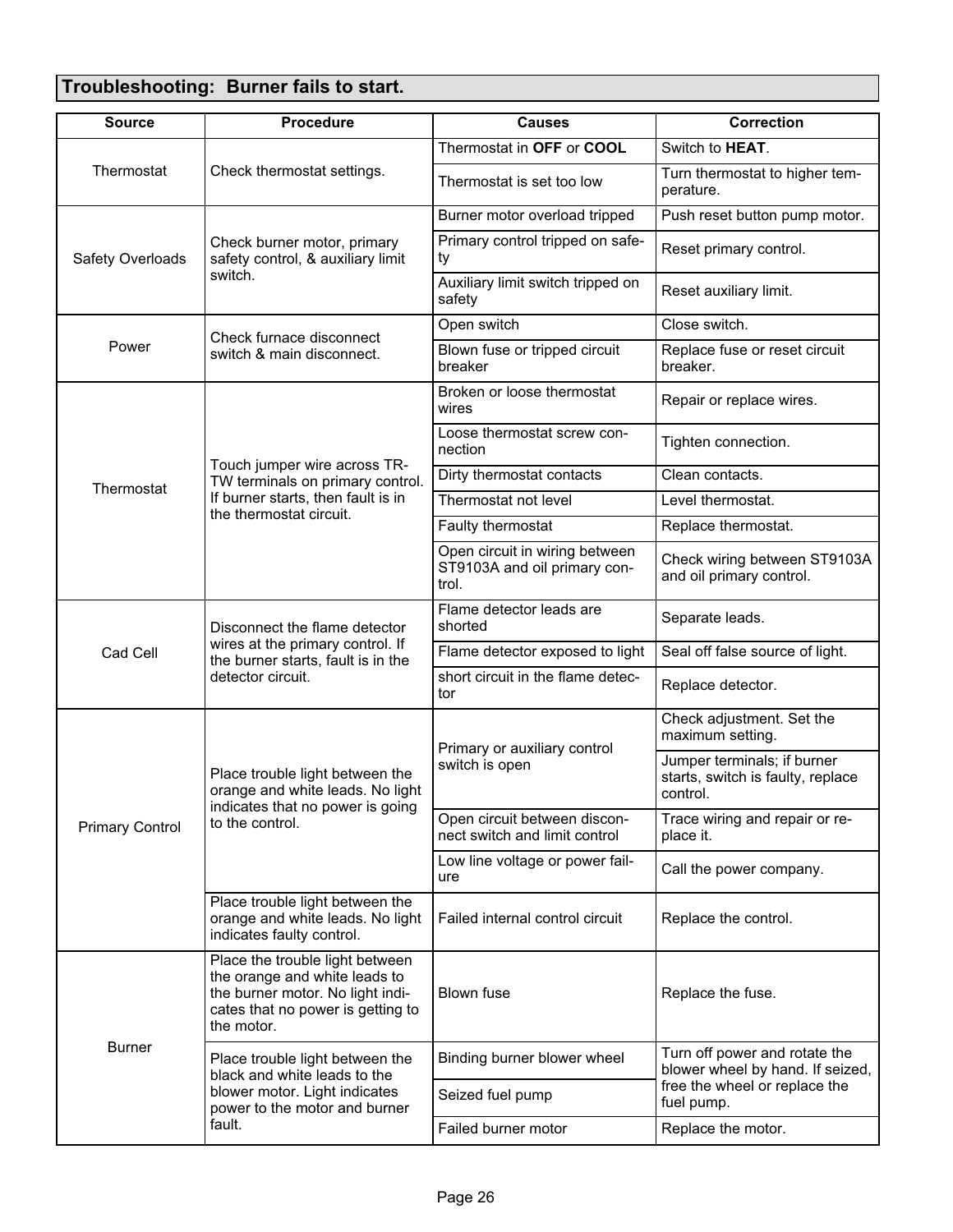## Troubleshooting: Burner fails to start.

| Source | Procedure | Causes | Correction |
|---|---|---|---|
| Thermostat | Check thermostat settings. | Thermostat in **OFF** or **COOL** | Switch to **HEAT**. |
| | | Thermostat is set too low | Turn thermostat to higher temperature. |
| Safety Overloads | Check burner motor, primary safety control, & auxiliary limit switch. | Burner motor overload tripped | Push reset button pump motor. |
| | | Primary control tripped on safety | Reset primary control. |
| | | Auxiliary limit switch tripped on safety | Reset auxiliary limit. |
| Power | Check furnace disconnect switch & main disconnect. | Open switch | Close switch. |
| | | Blown fuse or tripped circuit breaker | Replace fuse or reset circuit breaker. |
| Thermostat | Touch jumper wire across TR-TW terminals on primary control. If burner starts, then fault is in the thermostat circuit. | Broken or loose thermostat wires | Repair or replace wires. |
| | | Loose thermostat screw connection | Tighten connection. |
| | | Dirty thermostat contacts | Clean contacts. |
| | | Thermostat not level | Level thermostat. |
| | | Faulty thermostat | Replace thermostat. |
| | | Open circuit in wiring between ST9103A and oil primary control. | Check wiring between ST9103A and oil primary control. |
| Cad Cell | Disconnect the flame detector wires at the primary control. If the burner starts, fault is in the detector circuit. | Flame detector leads are shorted | Separate leads. |
| | | Flame detector exposed to light | Seal off false source of light. |
| | | short circuit in the flame detector | Replace detector. |
| Primary Control | Place trouble light between the orange and white leads. No light indicates that no power is going to the control. | Primary or auxiliary control switch is open | Check adjustment. Set the maximum setting. |
| | | | Jumper terminals; if burner starts, switch is faulty, replace control. |
| | | Open circuit between disconnect switch and limit control | Trace wiring and repair or replace it. |
| | | Low line voltage or power failure | Call the power company. |
| | Place trouble light between the orange and white leads. No light indicates faulty control. | Failed internal control circuit | Replace the control. |
| Burner | Place the trouble light between the orange and white leads to the burner motor. No light indicates that no power is getting to the motor. | Blown fuse | Replace the fuse. |
| | Place trouble light between the black and white leads to the blower motor. Light indicates power to the motor and burner fault. | Binding burner blower wheel | Turn off power and rotate the blower wheel by hand. If seized, free the wheel or replace the fuel pump. |
| | | Seized fuel pump | |
| | | Failed burner motor | Replace the motor. |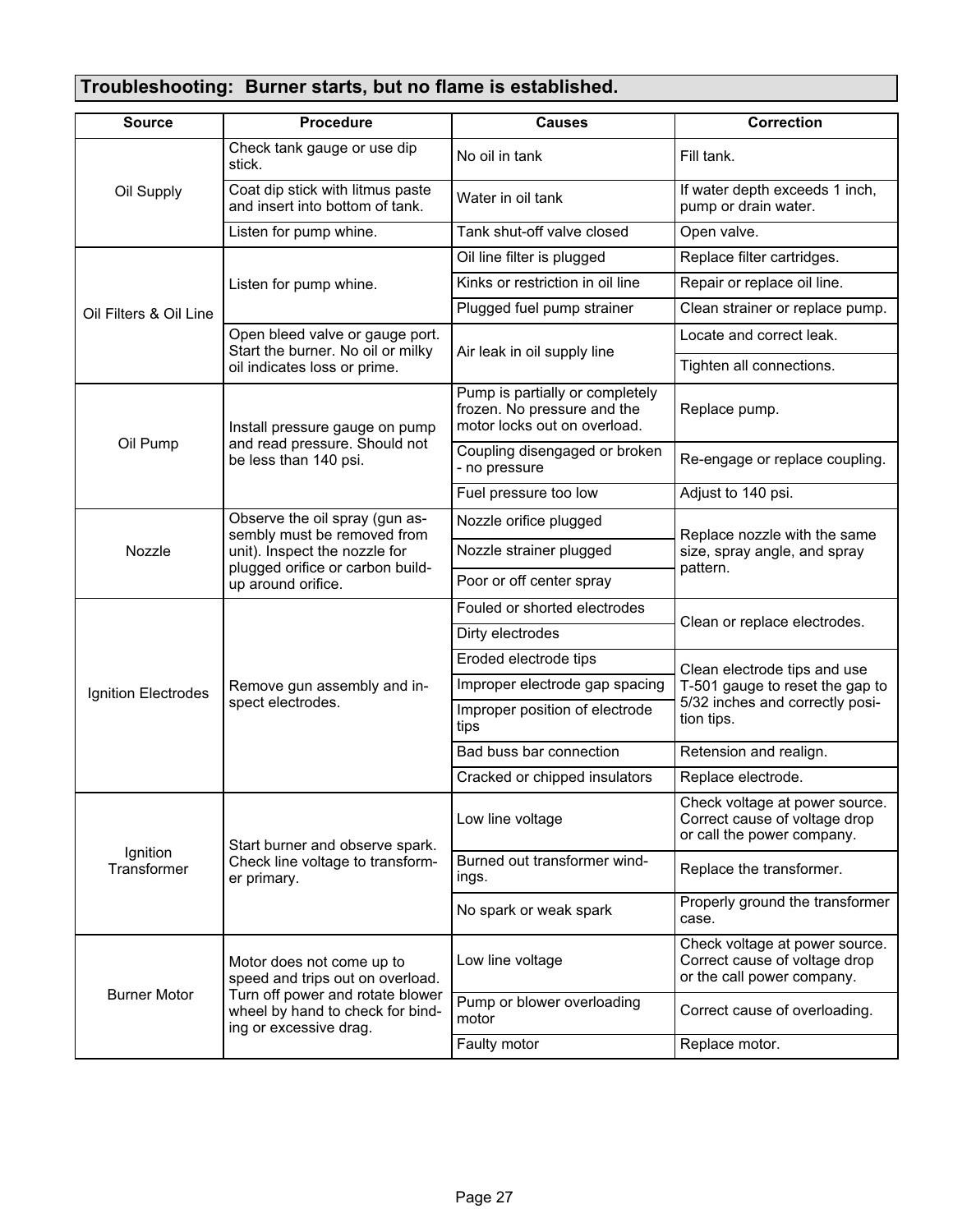## Troubleshooting: Burner starts, but no flame is established.

| Source | Procedure | Causes | Correction |
|---|---|---|---|
| Oil Supply | Check tank gauge or use dip stick. | No oil in tank | Fill tank. |
| | Coat dip stick with litmus paste and insert into bottom of tank. | Water in oil tank | If water depth exceeds 1 inch, pump or drain water. |
| | Listen for pump whine. | Tank shut-off valve closed | Open valve. |
| Oil Filters & Oil Line | Listen for pump whine. | Oil line filter is plugged | Replace filter cartridges. |
| | | Kinks or restriction in oil line | Repair or replace oil line. |
| | | Plugged fuel pump strainer | Clean strainer or replace pump. |
| | Open bleed valve or gauge port. Start the burner. No oil or milky oil indicates loss or prime. | Air leak in oil supply line | Locate and correct leak. |
| | | | Tighten all connections. |
| Oil Pump | Install pressure gauge on pump and read pressure. Should not be less than 140 psi. | Pump is partially or completely frozen. No pressure and the motor locks out on overload. | Replace pump. |
| | | Coupling disengaged or broken - no pressure | Re-engage or replace coupling. |
| | | Fuel pressure too low | Adjust to 140 psi. |
| Nozzle | Observe the oil spray (gun assembly must be removed from unit). Inspect the nozzle for plugged orifice or carbon build-up around orifice. | Nozzle orifice plugged | Replace nozzle with the same size, spray angle, and spray pattern. |
| | | Nozzle strainer plugged | |
| | | Poor or off center spray | |
| Ignition Electrodes | Remove gun assembly and inspect electrodes. | Fouled or shorted electrodes | Clean or replace electrodes. |
| | | Dirty electrodes | |
| | | Eroded electrode tips | Clean electrode tips and use T-501 gauge to reset the gap to 5/32 inches and correctly position tips. |
| | | Improper electrode gap spacing | |
| | | Improper position of electrode tips | |
| | | Bad buss bar connection | Retension and realign. |
| | | Cracked or chipped insulators | Replace electrode. |
| Ignition Transformer | Start burner and observe spark. Check line voltage to transformer primary. | Low line voltage | Check voltage at power source. Correct cause of voltage drop or call the power company. |
| | | Burned out transformer windings. | Replace the transformer. |
| | | No spark or weak spark | Properly ground the transformer case. |
| Burner Motor | Motor does not come up to speed and trips out on overload. Turn off power and rotate blower wheel by hand to check for binding or excessive drag. | Low line voltage | Check voltage at power source. Correct cause of voltage drop or the call power company. |
| | | Pump or blower overloading motor | Correct cause of overloading. |
| | | Faulty motor | Replace motor. |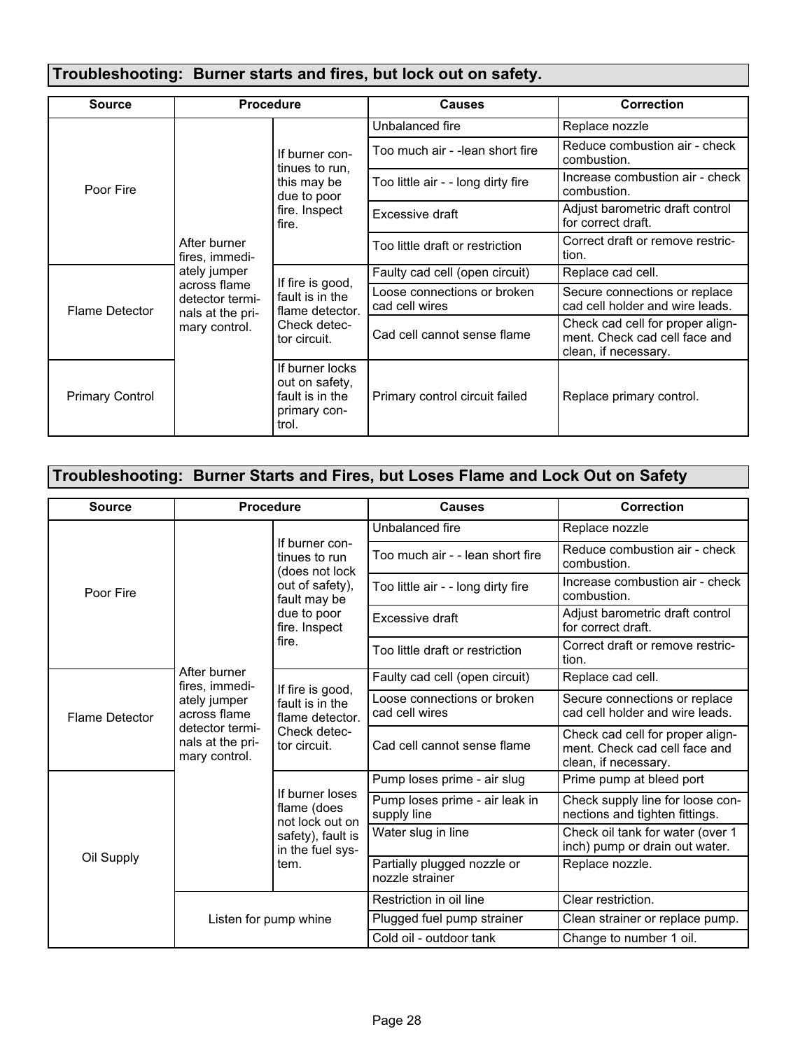## Troubleshooting: Burner starts and fires, but lock out on safety.

| Source | Procedure | | Causes | Correction |
|---|---|---|---|---|
| Poor Fire | After burner fires, immediately jumper across flame detector terminals at the primary control. | If burner continues to run, this may be due to poor fire. Inspect fire. | Unbalanced fire | Replace nozzle |
| | | | Too much air - -lean short fire | Reduce combustion air - check combustion. |
| | | | Too little air - - long dirty fire | Increase combustion air - check combustion. |
| | | | Excessive draft | Adjust barometric draft control for correct draft. |
| | | | Too little draft or restriction | Correct draft or remove restriction. |
| Flame Detector | | If fire is good, fault is in the flame detector. Check detector circuit. | Faulty cad cell (open circuit) | Replace cad cell. |
| | | | Loose connections or broken cad cell wires | Secure connections or replace cad cell holder and wire leads. |
| | | | Cad cell cannot sense flame | Check cad cell for proper alignment. Check cad cell face and clean, if necessary. |
| Primary Control | | If burner locks out on safety, fault is in the primary control. | Primary control circuit failed | Replace primary control. |

## Troubleshooting: Burner Starts and Fires, but Loses Flame and Lock Out on Safety

| Source | Procedure | | Causes | Correction |
|---|---|---|---|---|
| Poor Fire | After burner fires, immediately jumper across flame detector terminals at the primary control. | If burner continues to run (does not lock out of safety), fault may be due to poor fire. Inspect fire. | Unbalanced fire | Replace nozzle |
| | | | Too much air - - lean short fire | Reduce combustion air - check combustion. |
| | | | Too little air - - long dirty fire | Increase combustion air - check combustion. |
| | | | Excessive draft | Adjust barometric draft control for correct draft. |
| | | | Too little draft or restriction | Correct draft or remove restriction. |
| Flame Detector | | If fire is good, fault is in the flame detector. Check detector circuit. | Faulty cad cell (open circuit) | Replace cad cell. |
| | | | Loose connections or broken cad cell wires | Secure connections or replace cad cell holder and wire leads. |
| | | | Cad cell cannot sense flame | Check cad cell for proper alignment. Check cad cell face and clean, if necessary. |
| Oil Supply | | If burner loses flame (does not lock out on safety), fault is in the fuel system. | Pump loses prime - air slug | Prime pump at bleed port |
| | | | Pump loses prime - air leak in supply line | Check supply line for loose connections and tighten fittings. |
| | | | Water slug in line | Check oil tank for water (over 1 inch) pump or drain out water. |
| | | | Partially plugged nozzle or nozzle strainer | Replace nozzle. |
| | Listen for pump whine | | Restriction in oil line | Clear restriction. |
| | | | Plugged fuel pump strainer | Clean strainer or replace pump. |
| | | | Cold oil - outdoor tank | Change to number 1 oil. |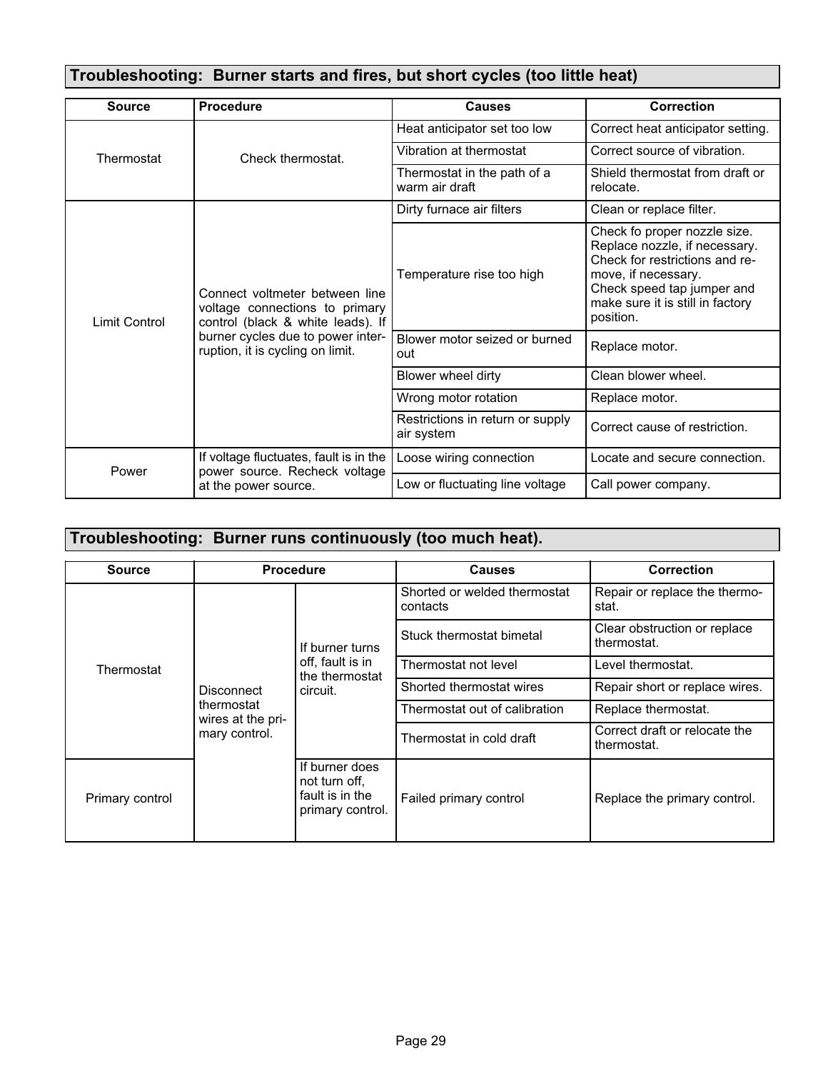## Troubleshooting: Burner starts and fires, but short cycles (too little heat)

| Source | Procedure | Causes | Correction |
|---|---|---|---|
| Thermostat | Check thermostat. | Heat anticipator set too low | Correct heat anticipator setting. |
| | | Vibration at thermostat | Correct source of vibration. |
| | | Thermostat in the path of a warm air draft | Shield thermostat from draft or relocate. |
| Limit Control | Connect voltmeter between line voltage connections to primary control (black & white leads). If burner cycles due to power interruption, it is cycling on limit. | Dirty furnace air filters | Clean or replace filter. |
| | | Temperature rise too high | Check fo proper nozzle size. Replace nozzle, if necessary. Check for restrictions and remove, if necessary. Check speed tap jumper and make sure it is still in factory position. |
| | | Blower motor seized or burned out | Replace motor. |
| | | Blower wheel dirty | Clean blower wheel. |
| | | Wrong motor rotation | Replace motor. |
| | | Restrictions in return or supply air system | Correct cause of restriction. |
| Power | If voltage fluctuates, fault is in the power source. Recheck voltage at the power source. | Loose wiring connection | Locate and secure connection. |
| | | Low or fluctuating line voltage | Call power company. |

## Troubleshooting: Burner runs continuously (too much heat).

| Source | Procedure | | Causes | Correction |
|---|---|---|---|---|
| Thermostat | Disconnect thermostat wires at the primary control. | If burner turns off, fault is in the thermostat circuit. | Shorted or welded thermostat contacts | Repair or replace the thermostat. |
| | | | Stuck thermostat bimetal | Clear obstruction or replace thermostat. |
| | | | Thermostat not level | Level thermostat. |
| | | | Shorted thermostat wires | Repair short or replace wires. |
| | | | Thermostat out of calibration | Replace thermostat. |
| | | | Thermostat in cold draft | Correct draft or relocate the thermostat. |
| Primary control | | If burner does not turn off, fault is in the primary control. | Failed primary control | Replace the primary control. |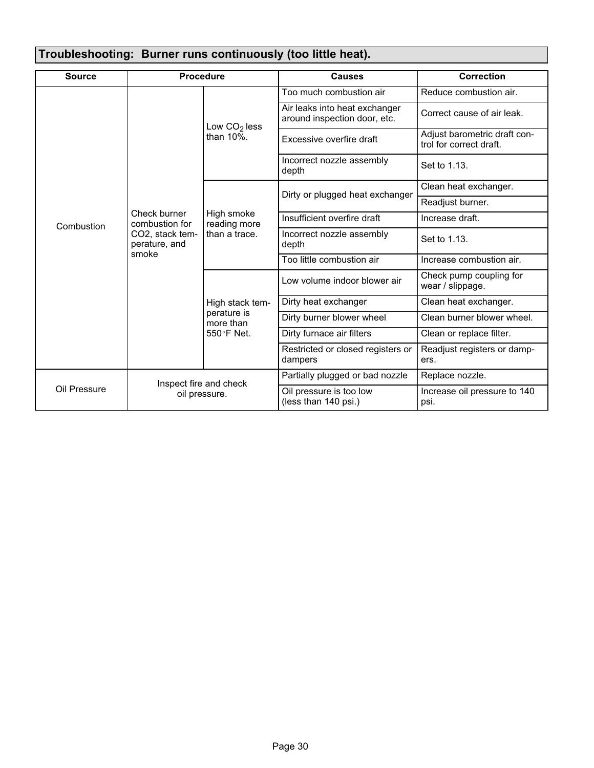## Troubleshooting: Burner runs continuously (too little heat).

| Source | Procedure | | Causes | Correction |
|---|---|---|---|---|
| Combustion | Check burner combustion for CO2, stack temperature, and smoke | Low $CO_2$ less than 10%. | Too much combustion air | Reduce combustion air. |
| | | | Air leaks into heat exchanger around inspection door, etc. | Correct cause of air leak. |
| | | | Excessive overfire draft | Adjust barometric draft control for correct draft. |
| | | | Incorrect nozzle assembly depth | Set to 1.13. |
| | | High smoke reading more than a trace. | Dirty or plugged heat exchanger | Clean heat exchanger. |
| | | | | Readjust burner. |
| | | | Insufficient overfire draft | Increase draft. |
| | | | Incorrect nozzle assembly depth | Set to 1.13. |
| | | | Too little combustion air | Increase combustion air. |
| | | High stack temperature is more than 550°F Net. | Low volume indoor blower air | Check pump coupling for wear / slippage. |
| | | | Dirty heat exchanger | Clean heat exchanger. |
| | | | Dirty burner blower wheel | Clean burner blower wheel. |
| | | | Dirty furnace air filters | Clean or replace filter. |
| | | | Restricted or closed registers or dampers | Readjust registers or dampers. |
| Oil Pressure | Inspect fire and check oil pressure. | | Partially plugged or bad nozzle | Replace nozzle. |
| | | | Oil pressure is too low (less than 140 psi.) | Increase oil pressure to 140 psi. |